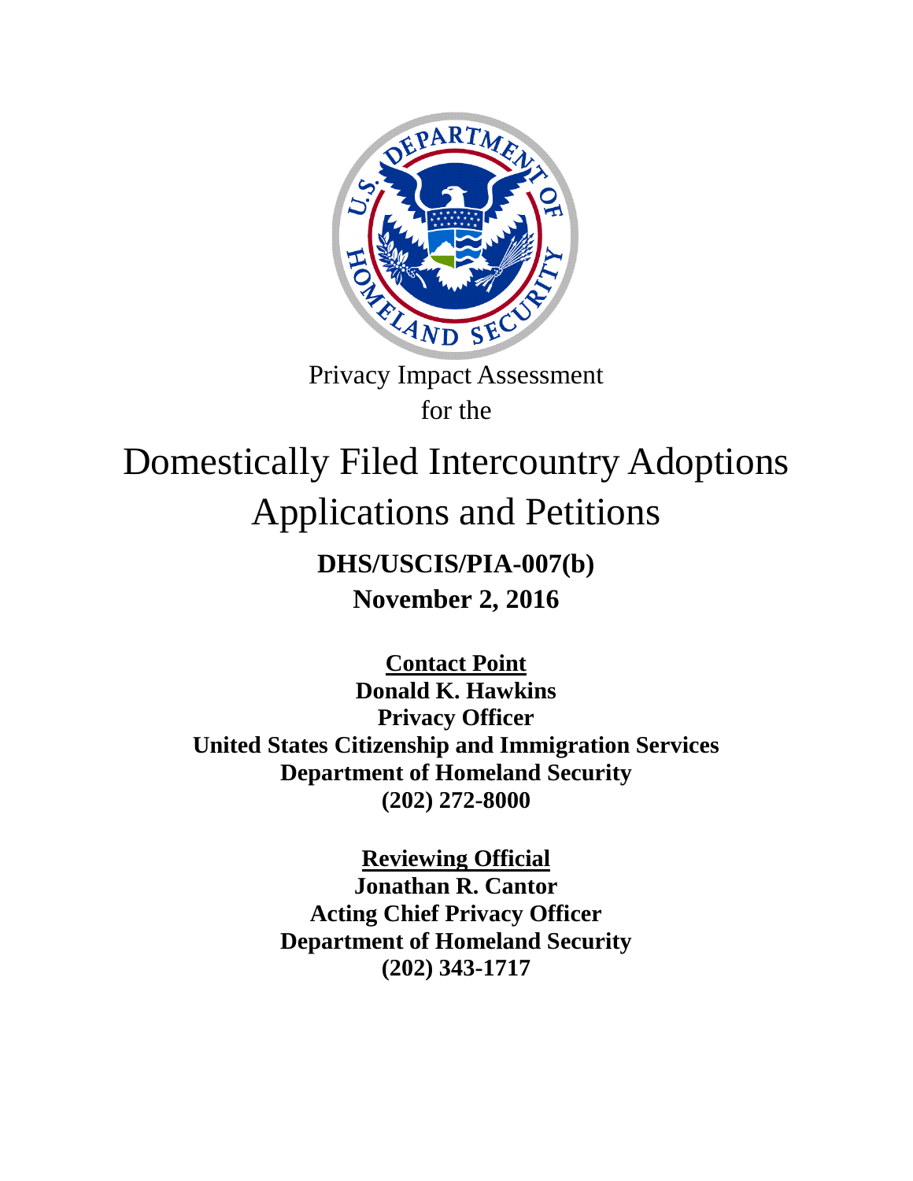Privacy Impact Assessment
for the

# Domestically Filed Intercountry Adoptions Applications and Petitions

**DHS/USCIS/PIA-007(b)**

**November 2, 2016**

**<u>Contact Point</u>**
**Donald K. Hawkins**
**Privacy Officer**
**United States Citizenship and Immigration Services**
**Department of Homeland Security**
**(202) 272-8000**

**<u>Reviewing Official</u>**
**Jonathan R. Cantor**
**Acting Chief Privacy Officer**
**Department of Homeland Security**
**(202) 343-1717**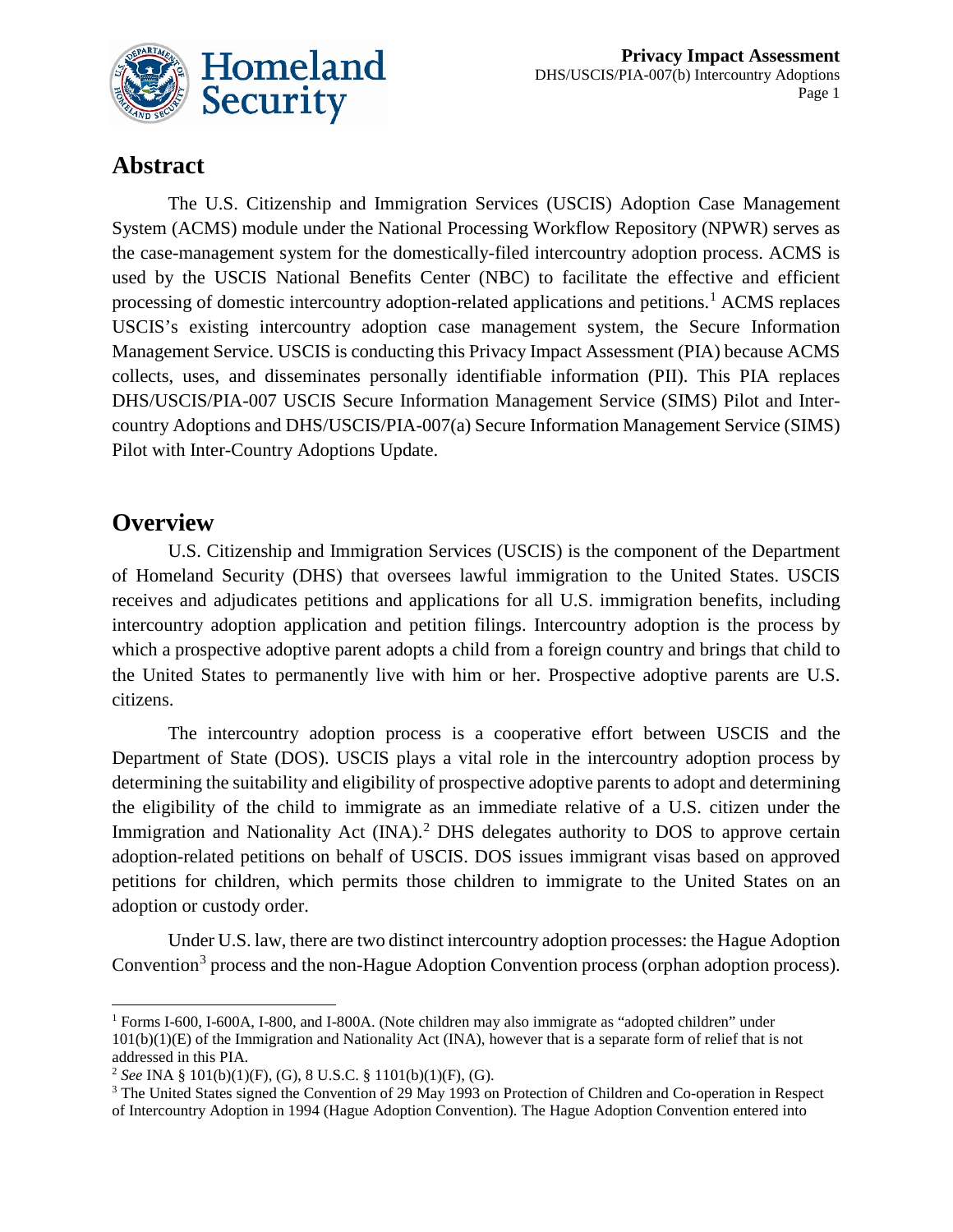## Abstract

The U.S. Citizenship and Immigration Services (USCIS) Adoption Case Management System (ACMS) module under the National Processing Workflow Repository (NPWR) serves as the case-management system for the domestically-filed intercountry adoption process. ACMS is used by the USCIS National Benefits Center (NBC) to facilitate the effective and efficient processing of domestic intercountry adoption-related applications and petitions.[1] ACMS replaces USCIS's existing intercountry adoption case management system, the Secure Information Management Service. USCIS is conducting this Privacy Impact Assessment (PIA) because ACMS collects, uses, and disseminates personally identifiable information (PII). This PIA replaces DHS/USCIS/PIA-007 USCIS Secure Information Management Service (SIMS) Pilot and Inter-country Adoptions and DHS/USCIS/PIA-007(a) Secure Information Management Service (SIMS) Pilot with Inter-Country Adoptions Update.

## Overview

U.S. Citizenship and Immigration Services (USCIS) is the component of the Department of Homeland Security (DHS) that oversees lawful immigration to the United States. USCIS receives and adjudicates petitions and applications for all U.S. immigration benefits, including intercountry adoption application and petition filings. Intercountry adoption is the process by which a prospective adoptive parent adopts a child from a foreign country and brings that child to the United States to permanently live with him or her. Prospective adoptive parents are U.S. citizens.

The intercountry adoption process is a cooperative effort between USCIS and the Department of State (DOS). USCIS plays a vital role in the intercountry adoption process by determining the suitability and eligibility of prospective adoptive parents to adopt and determining the eligibility of the child to immigrate as an immediate relative of a U.S. citizen under the Immigration and Nationality Act (INA).[2] DHS delegates authority to DOS to approve certain adoption-related petitions on behalf of USCIS. DOS issues immigrant visas based on approved petitions for children, which permits those children to immigrate to the United States on an adoption or custody order.

Under U.S. law, there are two distinct intercountry adoption processes: the Hague Adoption Convention[3] process and the non-Hague Adoption Convention process (orphan adoption process).

---

[1] Forms I-600, I-600A, I-800, and I-800A. (Note children may also immigrate as "adopted children" under 101(b)(1)(E) of the Immigration and Nationality Act (INA), however that is a separate form of relief that is not addressed in this PIA.

[2] *See* INA § 101(b)(1)(F), (G), 8 U.S.C. § 1101(b)(1)(F), (G).

[3] The United States signed the Convention of 29 May 1993 on Protection of Children and Co-operation in Respect of Intercountry Adoption in 1994 (Hague Adoption Convention). The Hague Adoption Convention entered into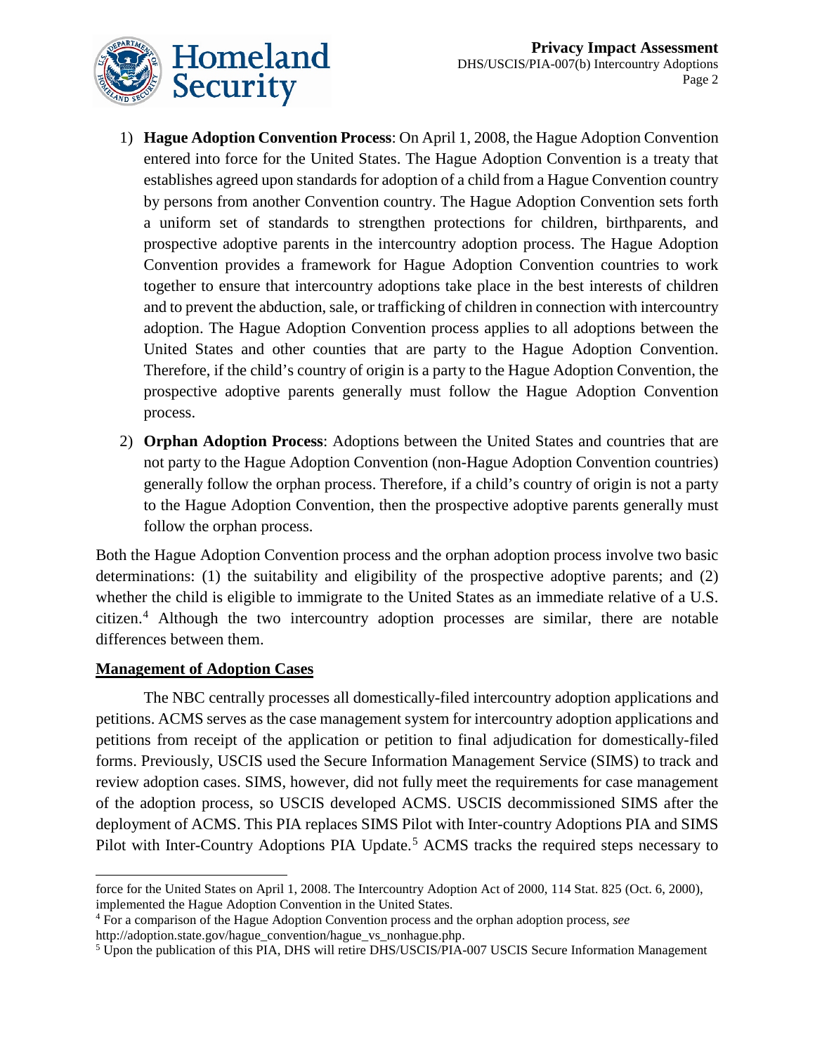1) **Hague Adoption Convention Process**: On April 1, 2008, the Hague Adoption Convention entered into force for the United States. The Hague Adoption Convention is a treaty that establishes agreed upon standards for adoption of a child from a Hague Convention country by persons from another Convention country. The Hague Adoption Convention sets forth a uniform set of standards to strengthen protections for children, birthparents, and prospective adoptive parents in the intercountry adoption process. The Hague Adoption Convention provides a framework for Hague Adoption Convention countries to work together to ensure that intercountry adoptions take place in the best interests of children and to prevent the abduction, sale, or trafficking of children in connection with intercountry adoption. The Hague Adoption Convention process applies to all adoptions between the United States and other counties that are party to the Hague Adoption Convention. Therefore, if the child's country of origin is a party to the Hague Adoption Convention, the prospective adoptive parents generally must follow the Hague Adoption Convention process.

2) **Orphan Adoption Process**: Adoptions between the United States and countries that are not party to the Hague Adoption Convention (non-Hague Adoption Convention countries) generally follow the orphan process. Therefore, if a child's country of origin is not a party to the Hague Adoption Convention, then the prospective adoptive parents generally must follow the orphan process.

Both the Hague Adoption Convention process and the orphan adoption process involve two basic determinations: (1) the suitability and eligibility of the prospective adoptive parents; and (2) whether the child is eligible to immigrate to the United States as an immediate relative of a U.S. citizen.[4] Although the two intercountry adoption processes are similar, there are notable differences between them.

**Management of Adoption Cases**

The NBC centrally processes all domestically-filed intercountry adoption applications and petitions. ACMS serves as the case management system for intercountry adoption applications and petitions from receipt of the application or petition to final adjudication for domestically-filed forms. Previously, USCIS used the Secure Information Management Service (SIMS) to track and review adoption cases. SIMS, however, did not fully meet the requirements for case management of the adoption process, so USCIS developed ACMS. USCIS decommissioned SIMS after the deployment of ACMS. This PIA replaces SIMS Pilot with Inter-country Adoptions PIA and SIMS Pilot with Inter-Country Adoptions PIA Update.[5] ACMS tracks the required steps necessary to

---

force for the United States on April 1, 2008. The Intercountry Adoption Act of 2000, 114 Stat. 825 (Oct. 6, 2000), implemented the Hague Adoption Convention in the United States.

[4] For a comparison of the Hague Adoption Convention process and the orphan adoption process, *see* http://adoption.state.gov/hague_convention/hague_vs_nonhague.php.

[5] Upon the publication of this PIA, DHS will retire DHS/USCIS/PIA-007 USCIS Secure Information Management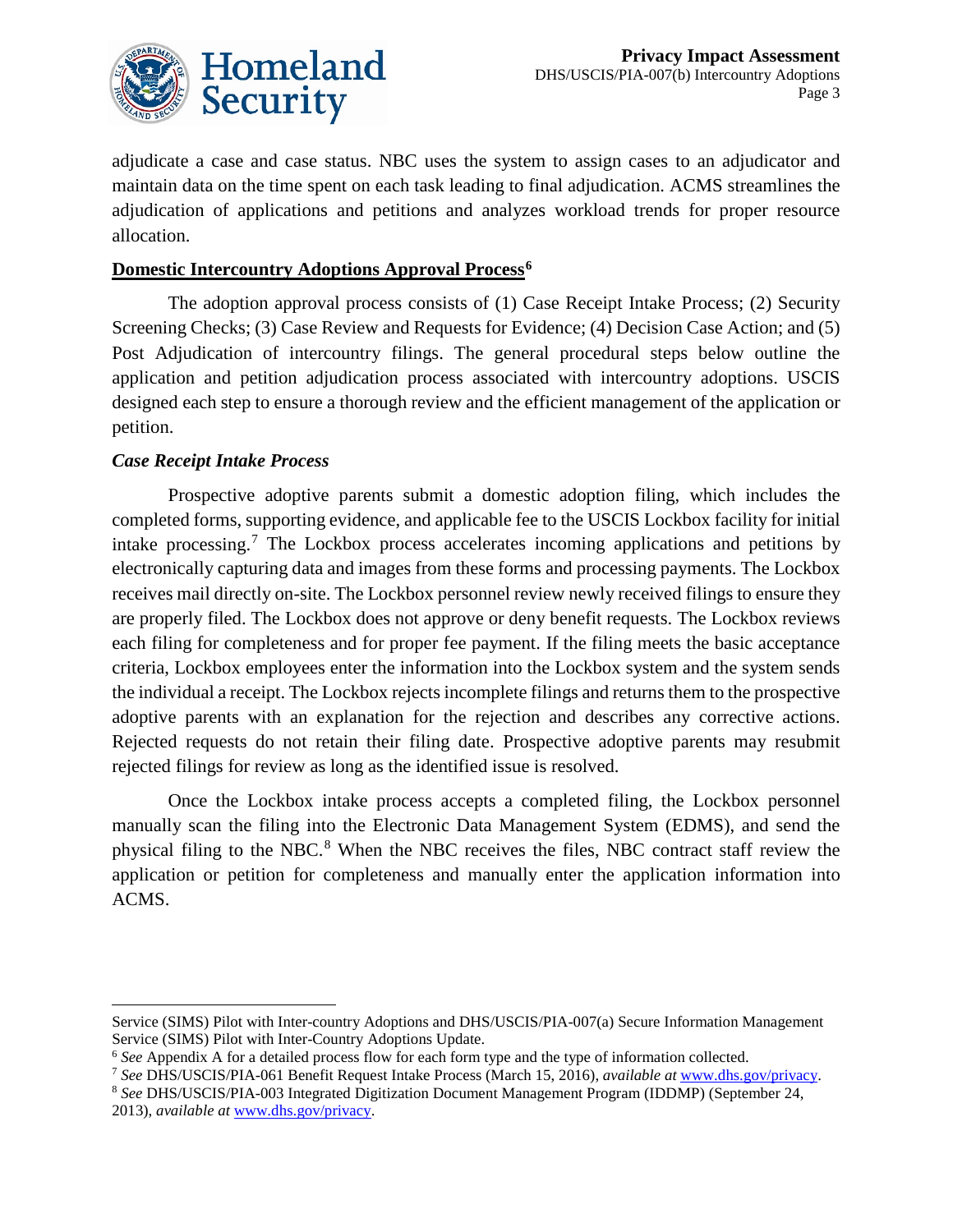adjudicate a case and case status. NBC uses the system to assign cases to an adjudicator and maintain data on the time spent on each task leading to final adjudication. ACMS streamlines the adjudication of applications and petitions and analyzes workload trends for proper resource allocation.

**Domestic Intercountry Adoptions Approval Process**[6]

The adoption approval process consists of (1) Case Receipt Intake Process; (2) Security Screening Checks; (3) Case Review and Requests for Evidence; (4) Decision Case Action; and (5) Post Adjudication of intercountry filings. The general procedural steps below outline the application and petition adjudication process associated with intercountry adoptions. USCIS designed each step to ensure a thorough review and the efficient management of the application or petition.

***Case Receipt Intake Process***

Prospective adoptive parents submit a domestic adoption filing, which includes the completed forms, supporting evidence, and applicable fee to the USCIS Lockbox facility for initial intake processing.[7] The Lockbox process accelerates incoming applications and petitions by electronically capturing data and images from these forms and processing payments. The Lockbox receives mail directly on-site. The Lockbox personnel review newly received filings to ensure they are properly filed. The Lockbox does not approve or deny benefit requests. The Lockbox reviews each filing for completeness and for proper fee payment. If the filing meets the basic acceptance criteria, Lockbox employees enter the information into the Lockbox system and the system sends the individual a receipt. The Lockbox rejects incomplete filings and returns them to the prospective adoptive parents with an explanation for the rejection and describes any corrective actions. Rejected requests do not retain their filing date. Prospective adoptive parents may resubmit rejected filings for review as long as the identified issue is resolved.

Once the Lockbox intake process accepts a completed filing, the Lockbox personnel manually scan the filing into the Electronic Data Management System (EDMS), and send the physical filing to the NBC.[8] When the NBC receives the files, NBC contract staff review the application or petition for completeness and manually enter the application information into ACMS.

---

Service (SIMS) Pilot with Inter-country Adoptions and DHS/USCIS/PIA-007(a) Secure Information Management Service (SIMS) Pilot with Inter-Country Adoptions Update.

[6] *See* Appendix A for a detailed process flow for each form type and the type of information collected.

[7] *See* DHS/USCIS/PIA-061 Benefit Request Intake Process (March 15, 2016), *available at* www.dhs.gov/privacy.

[8] *See* DHS/USCIS/PIA-003 Integrated Digitization Document Management Program (IDDMP) (September 24, 2013), *available at* www.dhs.gov/privacy.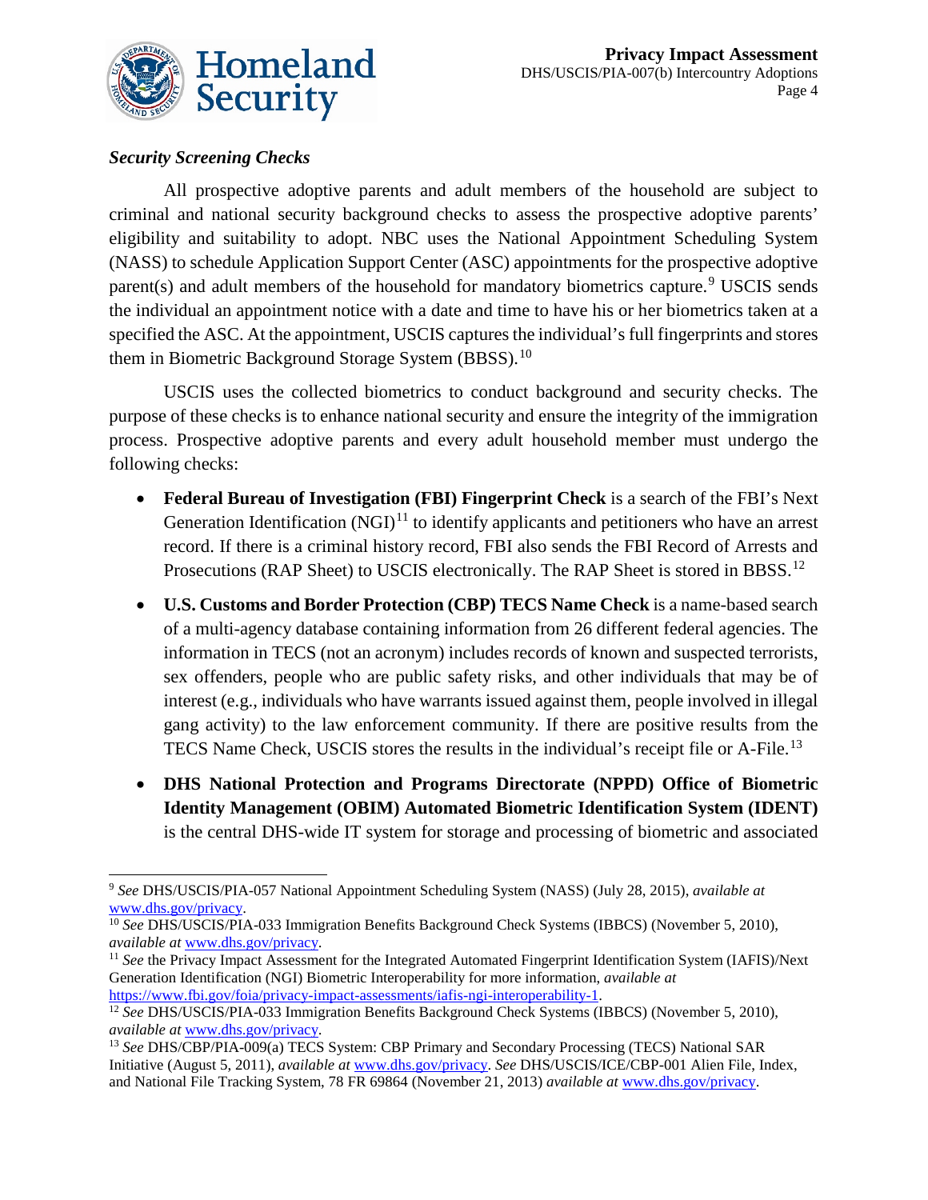### *Security Screening Checks*

All prospective adoptive parents and adult members of the household are subject to criminal and national security background checks to assess the prospective adoptive parents' eligibility and suitability to adopt. NBC uses the National Appointment Scheduling System (NASS) to schedule Application Support Center (ASC) appointments for the prospective adoptive parent(s) and adult members of the household for mandatory biometrics capture.[9] USCIS sends the individual an appointment notice with a date and time to have his or her biometrics taken at a specified the ASC. At the appointment, USCIS captures the individual's full fingerprints and stores them in Biometric Background Storage System (BBSS).[10]

USCIS uses the collected biometrics to conduct background and security checks. The purpose of these checks is to enhance national security and ensure the integrity of the immigration process. Prospective adoptive parents and every adult household member must undergo the following checks:

- **Federal Bureau of Investigation (FBI) Fingerprint Check** is a search of the FBI's Next Generation Identification (NGI)[11] to identify applicants and petitioners who have an arrest record. If there is a criminal history record, FBI also sends the FBI Record of Arrests and Prosecutions (RAP Sheet) to USCIS electronically. The RAP Sheet is stored in BBSS.[12]
- **U.S. Customs and Border Protection (CBP) TECS Name Check** is a name-based search of a multi-agency database containing information from 26 different federal agencies. The information in TECS (not an acronym) includes records of known and suspected terrorists, sex offenders, people who are public safety risks, and other individuals that may be of interest (e.g., individuals who have warrants issued against them, people involved in illegal gang activity) to the law enforcement community. If there are positive results from the TECS Name Check, USCIS stores the results in the individual's receipt file or A-File.[13]
- **DHS National Protection and Programs Directorate (NPPD) Office of Biometric Identity Management (OBIM) Automated Biometric Identification System (IDENT)** is the central DHS-wide IT system for storage and processing of biometric and associated

---

[9] *See* DHS/USCIS/PIA-057 National Appointment Scheduling System (NASS) (July 28, 2015), *available at* www.dhs.gov/privacy.

[10] *See* DHS/USCIS/PIA-033 Immigration Benefits Background Check Systems (IBBCS) (November 5, 2010), *available at* www.dhs.gov/privacy.

[11] *See* the Privacy Impact Assessment for the Integrated Automated Fingerprint Identification System (IAFIS)/Next Generation Identification (NGI) Biometric Interoperability for more information, *available at* https://www.fbi.gov/foia/privacy-impact-assessments/iafis-ngi-interoperability-1.

[12] *See* DHS/USCIS/PIA-033 Immigration Benefits Background Check Systems (IBBCS) (November 5, 2010), *available at* www.dhs.gov/privacy.

[13] *See* DHS/CBP/PIA-009(a) TECS System: CBP Primary and Secondary Processing (TECS) National SAR Initiative (August 5, 2011), *available at* www.dhs.gov/privacy. *See* DHS/USCIS/ICE/CBP-001 Alien File, Index, and National File Tracking System, 78 FR 69864 (November 21, 2013) *available at* www.dhs.gov/privacy.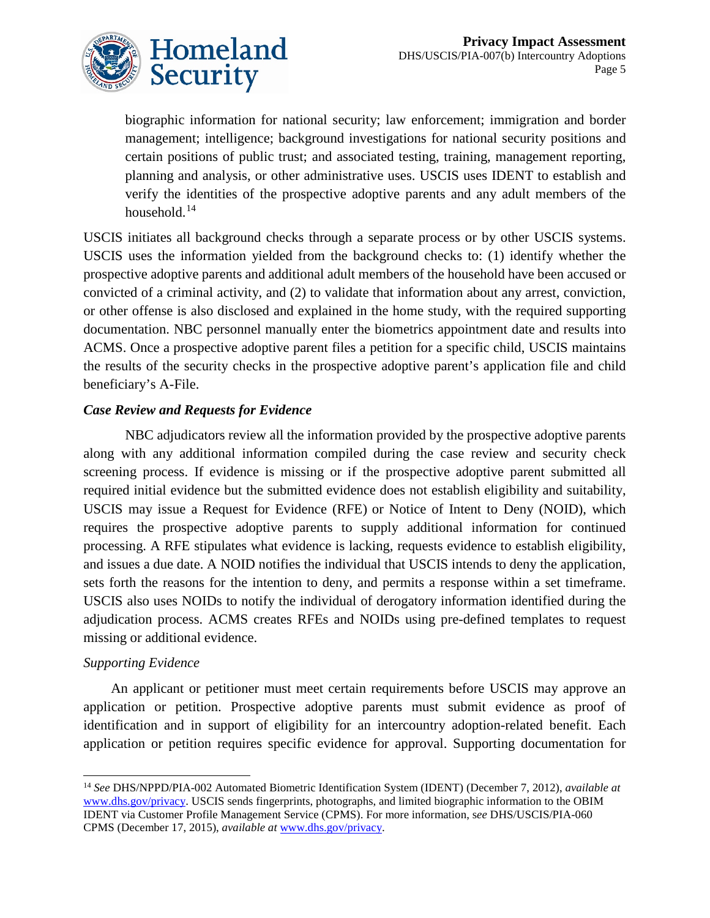biographic information for national security; law enforcement; immigration and border management; intelligence; background investigations for national security positions and certain positions of public trust; and associated testing, training, management reporting, planning and analysis, or other administrative uses. USCIS uses IDENT to establish and verify the identities of the prospective adoptive parents and any adult members of the household.[14]

USCIS initiates all background checks through a separate process or by other USCIS systems. USCIS uses the information yielded from the background checks to: (1) identify whether the prospective adoptive parents and additional adult members of the household have been accused or convicted of a criminal activity, and (2) to validate that information about any arrest, conviction, or other offense is also disclosed and explained in the home study, with the required supporting documentation. NBC personnel manually enter the biometrics appointment date and results into ACMS. Once a prospective adoptive parent files a petition for a specific child, USCIS maintains the results of the security checks in the prospective adoptive parent's application file and child beneficiary's A-File.

***Case Review and Requests for Evidence***

NBC adjudicators review all the information provided by the prospective adoptive parents along with any additional information compiled during the case review and security check screening process. If evidence is missing or if the prospective adoptive parent submitted all required initial evidence but the submitted evidence does not establish eligibility and suitability, USCIS may issue a Request for Evidence (RFE) or Notice of Intent to Deny (NOID), which requires the prospective adoptive parents to supply additional information for continued processing. A RFE stipulates what evidence is lacking, requests evidence to establish eligibility, and issues a due date. A NOID notifies the individual that USCIS intends to deny the application, sets forth the reasons for the intention to deny, and permits a response within a set timeframe. USCIS also uses NOIDs to notify the individual of derogatory information identified during the adjudication process. ACMS creates RFEs and NOIDs using pre-defined templates to request missing or additional evidence.

*Supporting Evidence*

An applicant or petitioner must meet certain requirements before USCIS may approve an application or petition. Prospective adoptive parents must submit evidence as proof of identification and in support of eligibility for an intercountry adoption-related benefit. Each application or petition requires specific evidence for approval. Supporting documentation for

---

[14] *See* DHS/NPPD/PIA-002 Automated Biometric Identification System (IDENT) (December 7, 2012), *available at* www.dhs.gov/privacy. USCIS sends fingerprints, photographs, and limited biographic information to the OBIM IDENT via Customer Profile Management Service (CPMS). For more information, s*ee* DHS/USCIS/PIA-060 CPMS (December 17, 2015), *available at* www.dhs.gov/privacy.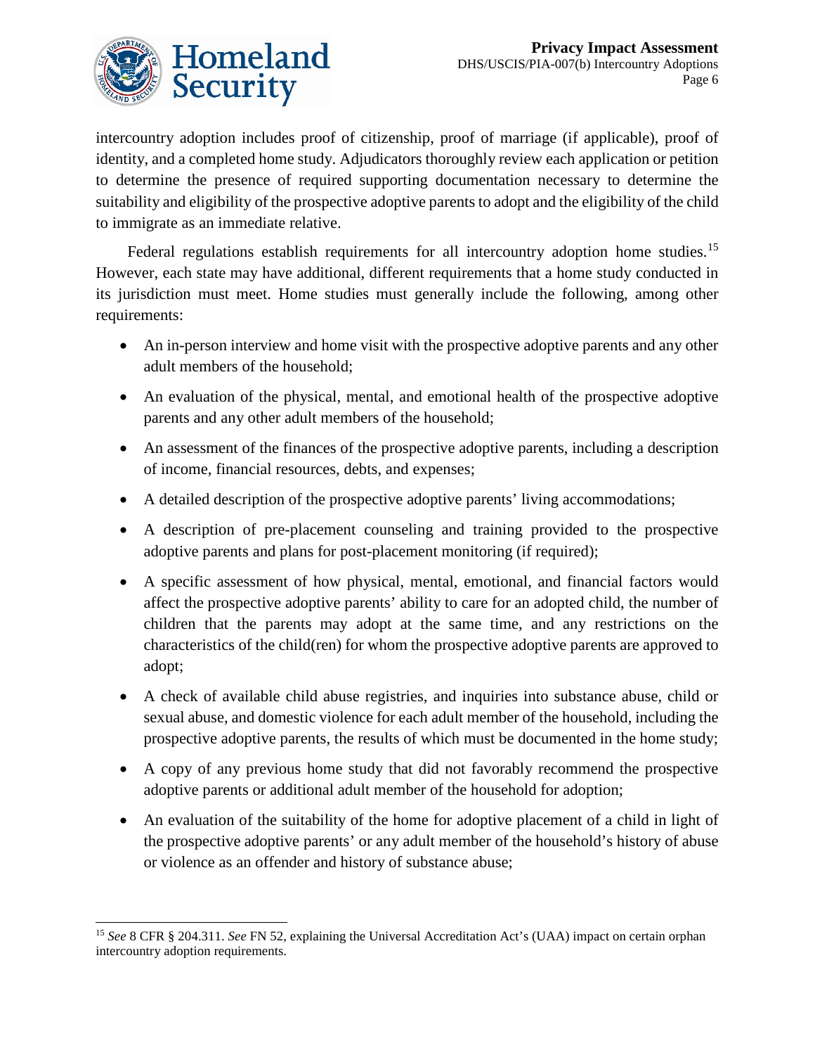intercountry adoption includes proof of citizenship, proof of marriage (if applicable), proof of identity, and a completed home study. Adjudicators thoroughly review each application or petition to determine the presence of required supporting documentation necessary to determine the suitability and eligibility of the prospective adoptive parents to adopt and the eligibility of the child to immigrate as an immediate relative.

Federal regulations establish requirements for all intercountry adoption home studies.[15] However, each state may have additional, different requirements that a home study conducted in its jurisdiction must meet. Home studies must generally include the following, among other requirements:

- An in-person interview and home visit with the prospective adoptive parents and any other adult members of the household;
- An evaluation of the physical, mental, and emotional health of the prospective adoptive parents and any other adult members of the household;
- An assessment of the finances of the prospective adoptive parents, including a description of income, financial resources, debts, and expenses;
- A detailed description of the prospective adoptive parents' living accommodations;
- A description of pre-placement counseling and training provided to the prospective adoptive parents and plans for post-placement monitoring (if required);
- A specific assessment of how physical, mental, emotional, and financial factors would affect the prospective adoptive parents' ability to care for an adopted child, the number of children that the parents may adopt at the same time, and any restrictions on the characteristics of the child(ren) for whom the prospective adoptive parents are approved to adopt;
- A check of available child abuse registries, and inquiries into substance abuse, child or sexual abuse, and domestic violence for each adult member of the household, including the prospective adoptive parents, the results of which must be documented in the home study;
- A copy of any previous home study that did not favorably recommend the prospective adoptive parents or additional adult member of the household for adoption;
- An evaluation of the suitability of the home for adoptive placement of a child in light of the prospective adoptive parents' or any adult member of the household's history of abuse or violence as an offender and history of substance abuse;

[15] *See* 8 CFR § 204.311. *See* FN 52, explaining the Universal Accreditation Act's (UAA) impact on certain orphan intercountry adoption requirements.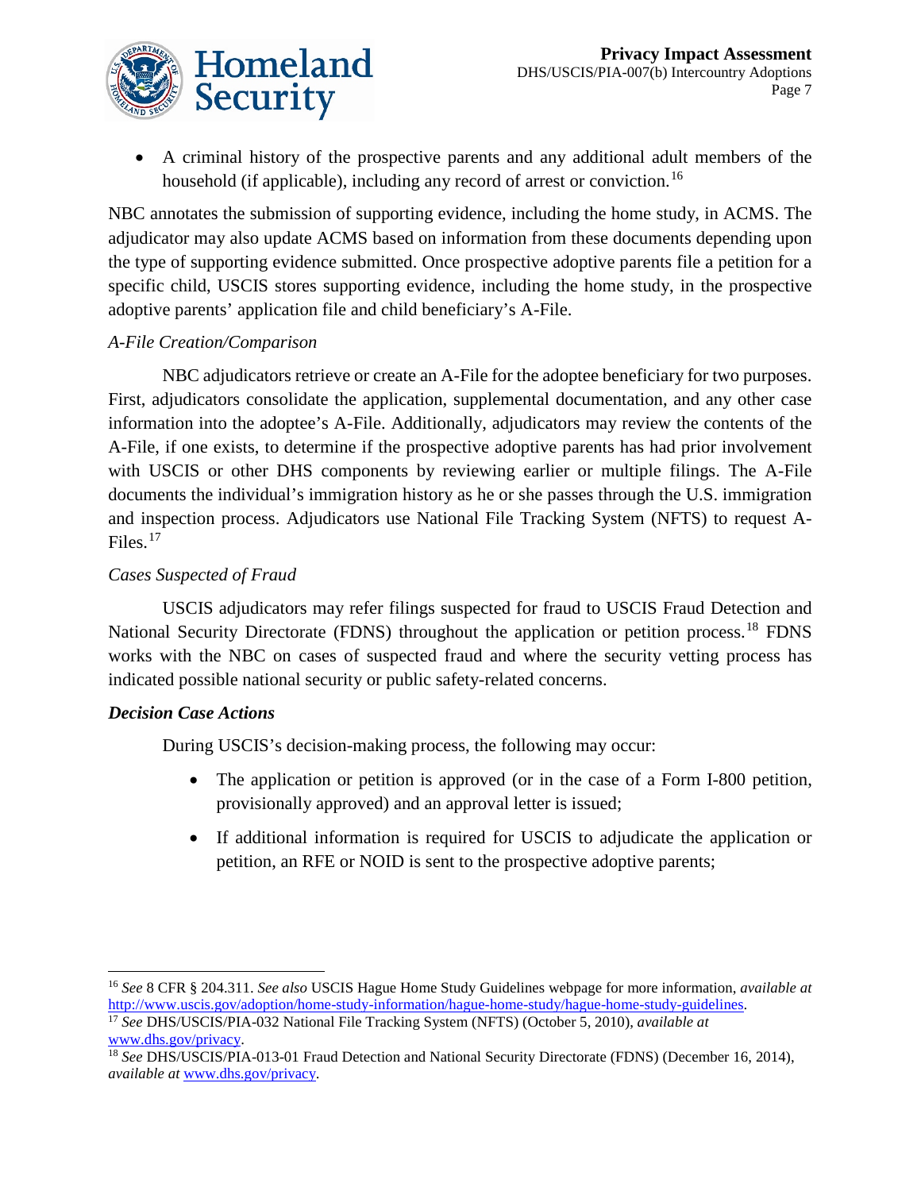- A criminal history of the prospective parents and any additional adult members of the household (if applicable), including any record of arrest or conviction.[16]

NBC annotates the submission of supporting evidence, including the home study, in ACMS. The adjudicator may also update ACMS based on information from these documents depending upon the type of supporting evidence submitted. Once prospective adoptive parents file a petition for a specific child, USCIS stores supporting evidence, including the home study, in the prospective adoptive parents' application file and child beneficiary's A-File.

*A-File Creation/Comparison*

NBC adjudicators retrieve or create an A-File for the adoptee beneficiary for two purposes. First, adjudicators consolidate the application, supplemental documentation, and any other case information into the adoptee's A-File. Additionally, adjudicators may review the contents of the A-File, if one exists, to determine if the prospective adoptive parents has had prior involvement with USCIS or other DHS components by reviewing earlier or multiple filings. The A-File documents the individual's immigration history as he or she passes through the U.S. immigration and inspection process. Adjudicators use National File Tracking System (NFTS) to request A-Files.[17]

*Cases Suspected of Fraud*

USCIS adjudicators may refer filings suspected for fraud to USCIS Fraud Detection and National Security Directorate (FDNS) throughout the application or petition process.[18] FDNS works with the NBC on cases of suspected fraud and where the security vetting process has indicated possible national security or public safety-related concerns.

***Decision Case Actions***

During USCIS's decision-making process, the following may occur:

- The application or petition is approved (or in the case of a Form I-800 petition, provisionally approved) and an approval letter is issued;
- If additional information is required for USCIS to adjudicate the application or petition, an RFE or NOID is sent to the prospective adoptive parents;

---

[16] *See* 8 CFR § 204.311. *See also* USCIS Hague Home Study Guidelines webpage for more information, *available at* http://www.uscis.gov/adoption/home-study-information/hague-home-study/hague-home-study-guidelines.

[17] *See* DHS/USCIS/PIA-032 National File Tracking System (NFTS) (October 5, 2010), *available at* www.dhs.gov/privacy.

[18] *See* DHS/USCIS/PIA-013-01 Fraud Detection and National Security Directorate (FDNS) (December 16, 2014), *available at* www.dhs.gov/privacy.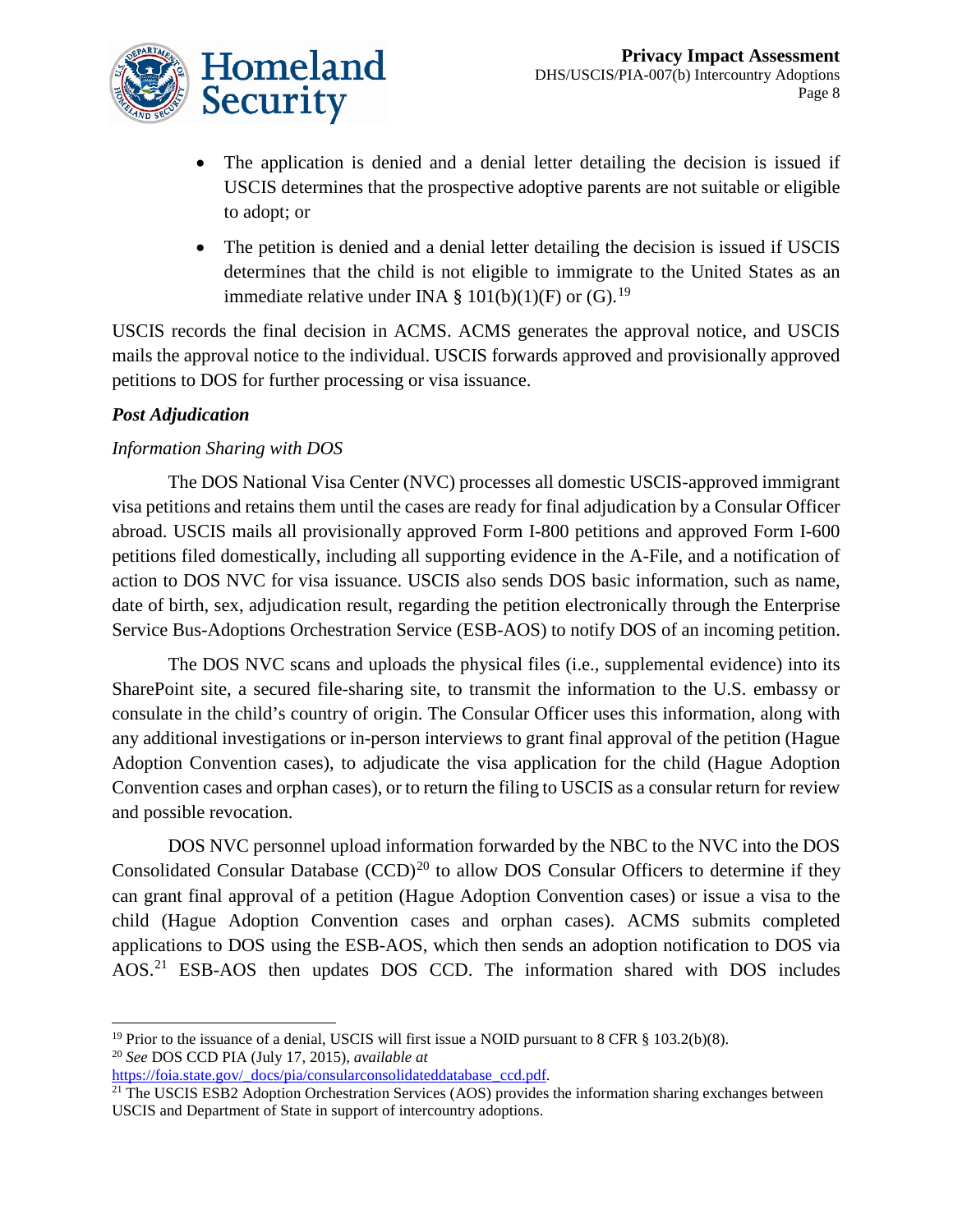- The application is denied and a denial letter detailing the decision is issued if USCIS determines that the prospective adoptive parents are not suitable or eligible to adopt; or
- The petition is denied and a denial letter detailing the decision is issued if USCIS determines that the child is not eligible to immigrate to the United States as an immediate relative under INA § 101(b)(1)(F) or (G).[19]

USCIS records the final decision in ACMS. ACMS generates the approval notice, and USCIS mails the approval notice to the individual. USCIS forwards approved and provisionally approved petitions to DOS for further processing or visa issuance.

***Post Adjudication***

*Information Sharing with DOS*

The DOS National Visa Center (NVC) processes all domestic USCIS-approved immigrant visa petitions and retains them until the cases are ready for final adjudication by a Consular Officer abroad. USCIS mails all provisionally approved Form I-800 petitions and approved Form I-600 petitions filed domestically, including all supporting evidence in the A-File, and a notification of action to DOS NVC for visa issuance. USCIS also sends DOS basic information, such as name, date of birth, sex, adjudication result, regarding the petition electronically through the Enterprise Service Bus-Adoptions Orchestration Service (ESB-AOS) to notify DOS of an incoming petition.

The DOS NVC scans and uploads the physical files (i.e., supplemental evidence) into its SharePoint site, a secured file-sharing site, to transmit the information to the U.S. embassy or consulate in the child's country of origin. The Consular Officer uses this information, along with any additional investigations or in-person interviews to grant final approval of the petition (Hague Adoption Convention cases), to adjudicate the visa application for the child (Hague Adoption Convention cases and orphan cases), or to return the filing to USCIS as a consular return for review and possible revocation.

DOS NVC personnel upload information forwarded by the NBC to the NVC into the DOS Consolidated Consular Database (CCD)[20] to allow DOS Consular Officers to determine if they can grant final approval of a petition (Hague Adoption Convention cases) or issue a visa to the child (Hague Adoption Convention cases and orphan cases). ACMS submits completed applications to DOS using the ESB-AOS, which then sends an adoption notification to DOS via AOS.[21] ESB-AOS then updates DOS CCD. The information shared with DOS includes

---

[19] Prior to the issuance of a denial, USCIS will first issue a NOID pursuant to 8 CFR § 103.2(b)(8).

[20] *See* DOS CCD PIA (July 17, 2015), *available at* https://foia.state.gov/_docs/pia/consularconsolidateddatabase_ccd.pdf.

[21] The USCIS ESB2 Adoption Orchestration Services (AOS) provides the information sharing exchanges between USCIS and Department of State in support of intercountry adoptions.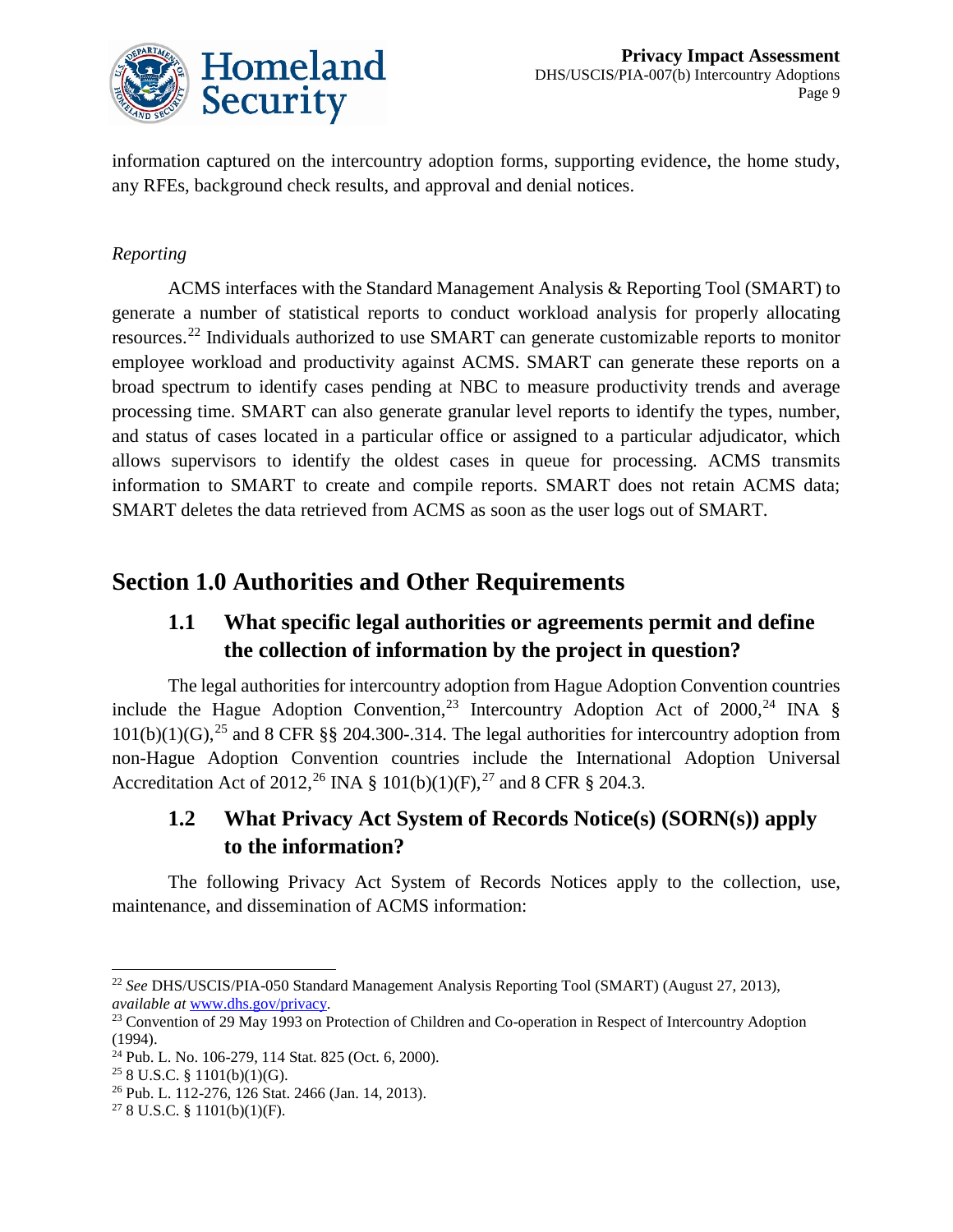information captured on the intercountry adoption forms, supporting evidence, the home study, any RFEs, background check results, and approval and denial notices.

*Reporting*

ACMS interfaces with the Standard Management Analysis & Reporting Tool (SMART) to generate a number of statistical reports to conduct workload analysis for properly allocating resources.[22] Individuals authorized to use SMART can generate customizable reports to monitor employee workload and productivity against ACMS. SMART can generate these reports on a broad spectrum to identify cases pending at NBC to measure productivity trends and average processing time. SMART can also generate granular level reports to identify the types, number, and status of cases located in a particular office or assigned to a particular adjudicator, which allows supervisors to identify the oldest cases in queue for processing. ACMS transmits information to SMART to create and compile reports. SMART does not retain ACMS data; SMART deletes the data retrieved from ACMS as soon as the user logs out of SMART.

# Section 1.0 Authorities and Other Requirements

## 1.1 What specific legal authorities or agreements permit and define the collection of information by the project in question?

The legal authorities for intercountry adoption from Hague Adoption Convention countries include the Hague Adoption Convention,[23] Intercountry Adoption Act of 2000,[24] INA § 101(b)(1)(G),[25] and 8 CFR §§ 204.300-.314. The legal authorities for intercountry adoption from non-Hague Adoption Convention countries include the International Adoption Universal Accreditation Act of 2012,[26] INA § 101(b)(1)(F),[27] and 8 CFR § 204.3.

## 1.2 What Privacy Act System of Records Notice(s) (SORN(s)) apply to the information?

The following Privacy Act System of Records Notices apply to the collection, use, maintenance, and dissemination of ACMS information:

---

[22] *See* DHS/USCIS/PIA-050 Standard Management Analysis Reporting Tool (SMART) (August 27, 2013), *available at* www.dhs.gov/privacy.

[23] Convention of 29 May 1993 on Protection of Children and Co-operation in Respect of Intercountry Adoption (1994).

[24] Pub. L. No. 106-279, 114 Stat. 825 (Oct. 6, 2000).

[25] 8 U.S.C. § 1101(b)(1)(G).

[26] Pub. L. 112-276, 126 Stat. 2466 (Jan. 14, 2013).

[27] 8 U.S.C. § 1101(b)(1)(F).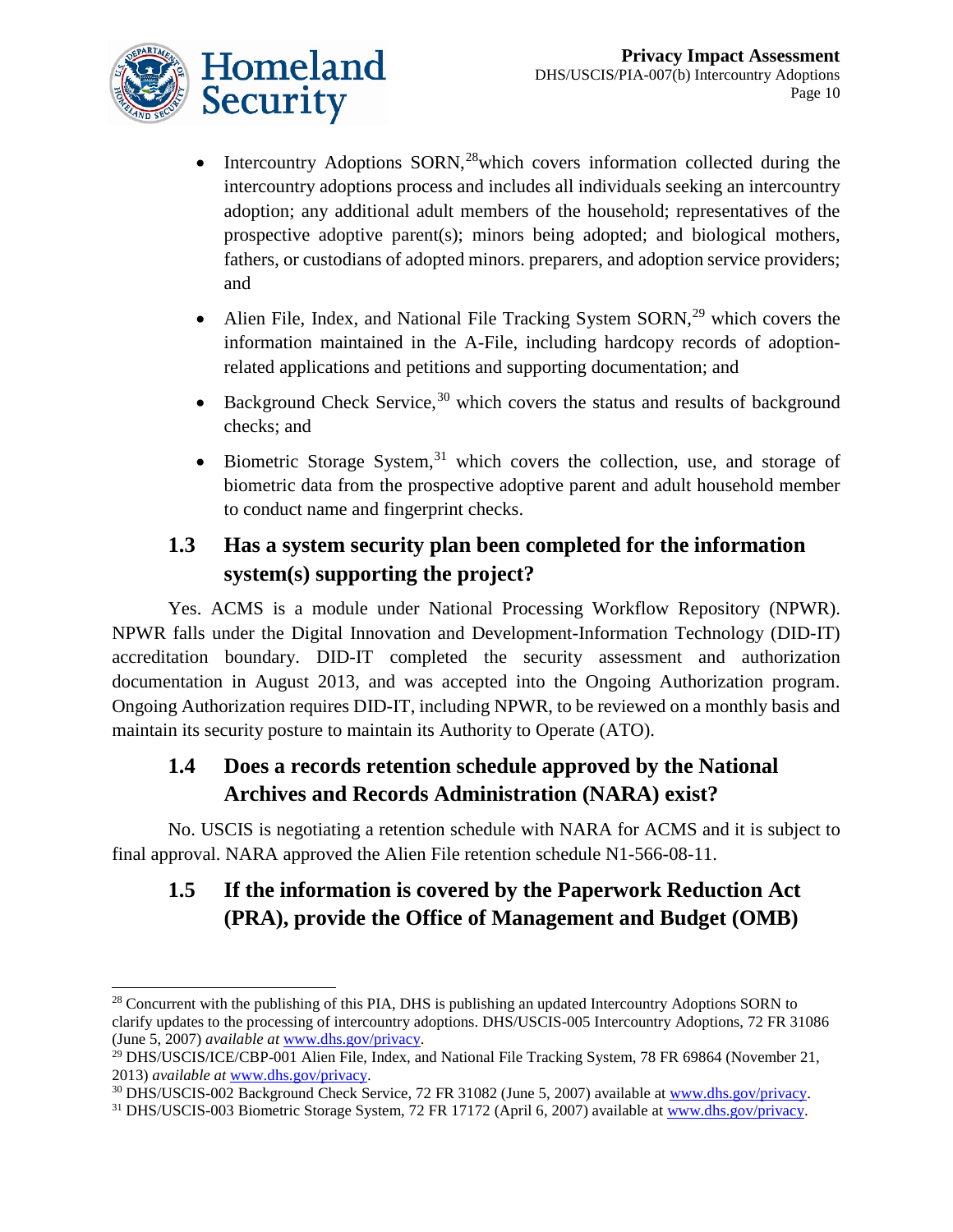- Intercountry Adoptions SORN,[28] which covers information collected during the intercountry adoptions process and includes all individuals seeking an intercountry adoption; any additional adult members of the household; representatives of the prospective adoptive parent(s); minors being adopted; and biological mothers, fathers, or custodians of adopted minors. preparers, and adoption service providers; and

- Alien File, Index, and National File Tracking System SORN,[29] which covers the information maintained in the A-File, including hardcopy records of adoption-related applications and petitions and supporting documentation; and

- Background Check Service,[30] which covers the status and results of background checks; and

- Biometric Storage System,[31] which covers the collection, use, and storage of biometric data from the prospective adoptive parent and adult household member to conduct name and fingerprint checks.

## 1.3 Has a system security plan been completed for the information system(s) supporting the project?

Yes. ACMS is a module under National Processing Workflow Repository (NPWR). NPWR falls under the Digital Innovation and Development-Information Technology (DID-IT) accreditation boundary. DID-IT completed the security assessment and authorization documentation in August 2013, and was accepted into the Ongoing Authorization program. Ongoing Authorization requires DID-IT, including NPWR, to be reviewed on a monthly basis and maintain its security posture to maintain its Authority to Operate (ATO).

## 1.4 Does a records retention schedule approved by the National Archives and Records Administration (NARA) exist?

No. USCIS is negotiating a retention schedule with NARA for ACMS and it is subject to final approval. NARA approved the Alien File retention schedule N1-566-08-11.

## 1.5 If the information is covered by the Paperwork Reduction Act (PRA), provide the Office of Management and Budget (OMB)

---

[28] Concurrent with the publishing of this PIA, DHS is publishing an updated Intercountry Adoptions SORN to clarify updates to the processing of intercountry adoptions. DHS/USCIS-005 Intercountry Adoptions, 72 FR 31086 (June 5, 2007) *available at* www.dhs.gov/privacy.

[29] DHS/USCIS/ICE/CBP-001 Alien File, Index, and National File Tracking System, 78 FR 69864 (November 21, 2013) *available at* www.dhs.gov/privacy.

[30] DHS/USCIS-002 Background Check Service, 72 FR 31082 (June 5, 2007) available at www.dhs.gov/privacy.

[31] DHS/USCIS-003 Biometric Storage System, 72 FR 17172 (April 6, 2007) available at www.dhs.gov/privacy.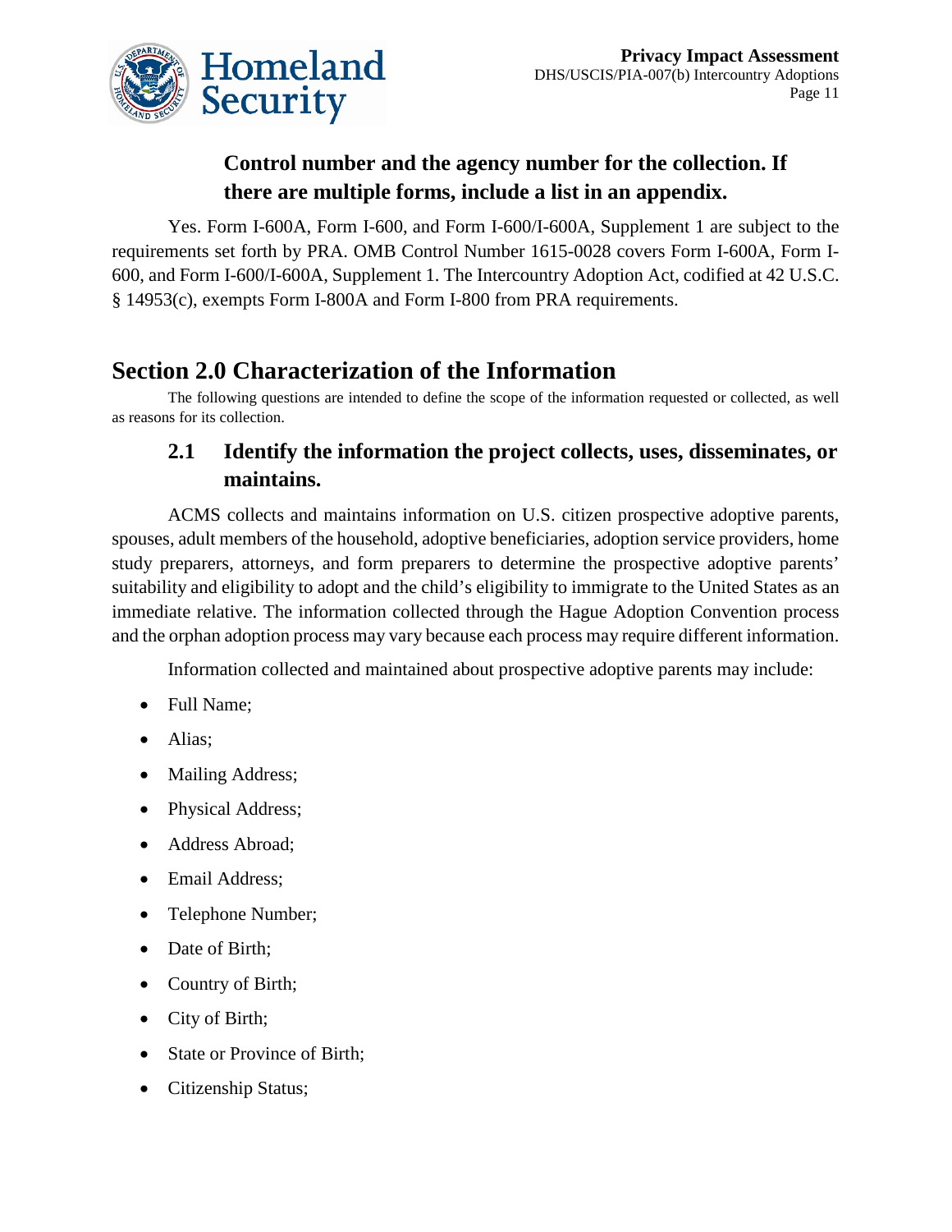**Control number and the agency number for the collection. If there are multiple forms, include a list in an appendix.**

Yes. Form I-600A, Form I-600, and Form I-600/I-600A, Supplement 1 are subject to the requirements set forth by PRA. OMB Control Number 1615-0028 covers Form I-600A, Form I-600, and Form I-600/I-600A, Supplement 1. The Intercountry Adoption Act, codified at 42 U.S.C. § 14953(c), exempts Form I-800A and Form I-800 from PRA requirements.

# Section 2.0 Characterization of the Information

The following questions are intended to define the scope of the information requested or collected, as well as reasons for its collection.

## 2.1 Identify the information the project collects, uses, disseminates, or maintains.

ACMS collects and maintains information on U.S. citizen prospective adoptive parents, spouses, adult members of the household, adoptive beneficiaries, adoption service providers, home study preparers, attorneys, and form preparers to determine the prospective adoptive parents' suitability and eligibility to adopt and the child's eligibility to immigrate to the United States as an immediate relative. The information collected through the Hague Adoption Convention process and the orphan adoption process may vary because each process may require different information.

Information collected and maintained about prospective adoptive parents may include:

- Full Name;
- Alias;
- Mailing Address;
- Physical Address;
- Address Abroad;
- Email Address;
- Telephone Number;
- Date of Birth;
- Country of Birth;
- City of Birth;
- State or Province of Birth;
- Citizenship Status;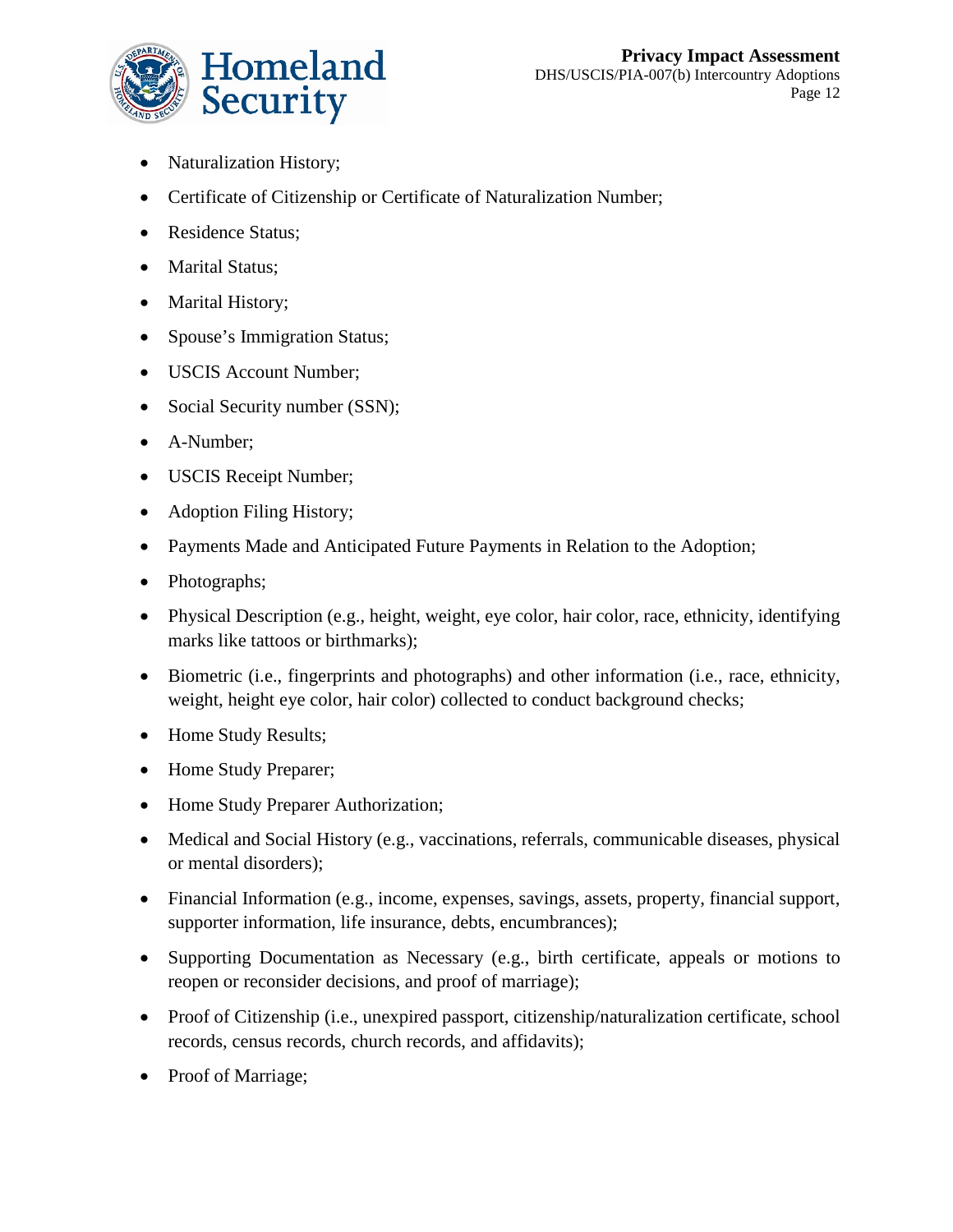- Naturalization History;
- Certificate of Citizenship or Certificate of Naturalization Number;
- Residence Status;
- Marital Status;
- Marital History;
- Spouse's Immigration Status;
- USCIS Account Number;
- Social Security number (SSN);
- A-Number;
- USCIS Receipt Number;
- Adoption Filing History;
- Payments Made and Anticipated Future Payments in Relation to the Adoption;
- Photographs;
- Physical Description (e.g., height, weight, eye color, hair color, race, ethnicity, identifying marks like tattoos or birthmarks);
- Biometric (i.e., fingerprints and photographs) and other information (i.e., race, ethnicity, weight, height eye color, hair color) collected to conduct background checks;
- Home Study Results;
- Home Study Preparer;
- Home Study Preparer Authorization;
- Medical and Social History (e.g., vaccinations, referrals, communicable diseases, physical or mental disorders);
- Financial Information (e.g., income, expenses, savings, assets, property, financial support, supporter information, life insurance, debts, encumbrances);
- Supporting Documentation as Necessary (e.g., birth certificate, appeals or motions to reopen or reconsider decisions, and proof of marriage);
- Proof of Citizenship (i.e., unexpired passport, citizenship/naturalization certificate, school records, census records, church records, and affidavits);
- Proof of Marriage;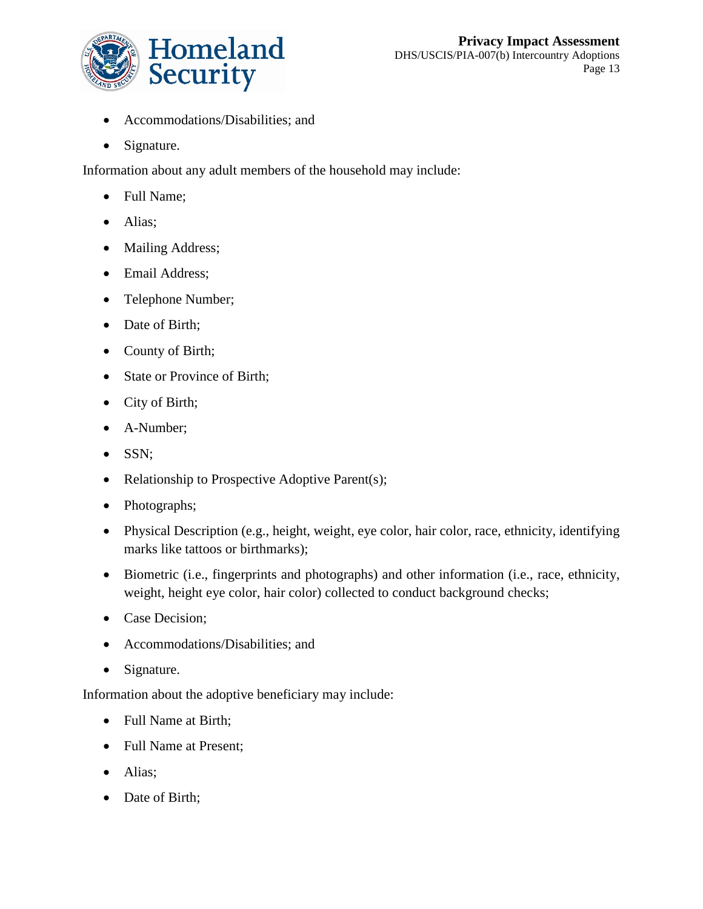- Accommodations/Disabilities; and
- Signature.

Information about any adult members of the household may include:

- Full Name;
- Alias;
- Mailing Address;
- Email Address;
- Telephone Number;
- Date of Birth;
- County of Birth;
- State or Province of Birth;
- City of Birth;
- A-Number;
- SSN;
- Relationship to Prospective Adoptive Parent(s);
- Photographs;
- Physical Description (e.g., height, weight, eye color, hair color, race, ethnicity, identifying marks like tattoos or birthmarks);
- Biometric (i.e., fingerprints and photographs) and other information (i.e., race, ethnicity, weight, height eye color, hair color) collected to conduct background checks;
- Case Decision;
- Accommodations/Disabilities; and
- Signature.

Information about the adoptive beneficiary may include:

- Full Name at Birth;
- Full Name at Present;
- Alias;
- Date of Birth;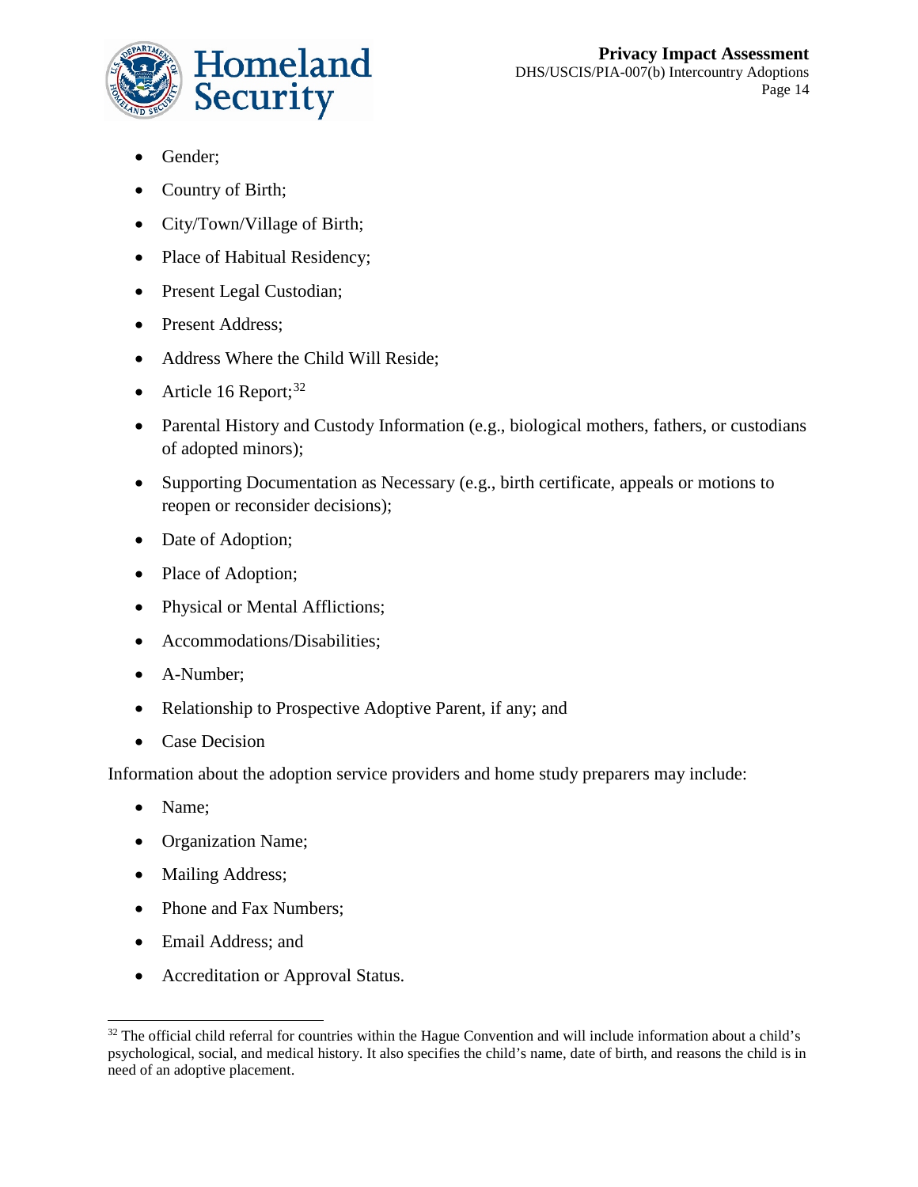- Gender;
- Country of Birth;
- City/Town/Village of Birth;
- Place of Habitual Residency;
- Present Legal Custodian;
- Present Address;
- Address Where the Child Will Reside;
- Article 16 Report;[32]
- Parental History and Custody Information (e.g., biological mothers, fathers, or custodians of adopted minors);
- Supporting Documentation as Necessary (e.g., birth certificate, appeals or motions to reopen or reconsider decisions);
- Date of Adoption;
- Place of Adoption;
- Physical or Mental Afflictions;
- Accommodations/Disabilities;
- A-Number;
- Relationship to Prospective Adoptive Parent, if any; and
- Case Decision

Information about the adoption service providers and home study preparers may include:

- Name;
- Organization Name;
- Mailing Address;
- Phone and Fax Numbers;
- Email Address; and
- Accreditation or Approval Status.

[32] The official child referral for countries within the Hague Convention and will include information about a child's psychological, social, and medical history. It also specifies the child's name, date of birth, and reasons the child is in need of an adoptive placement.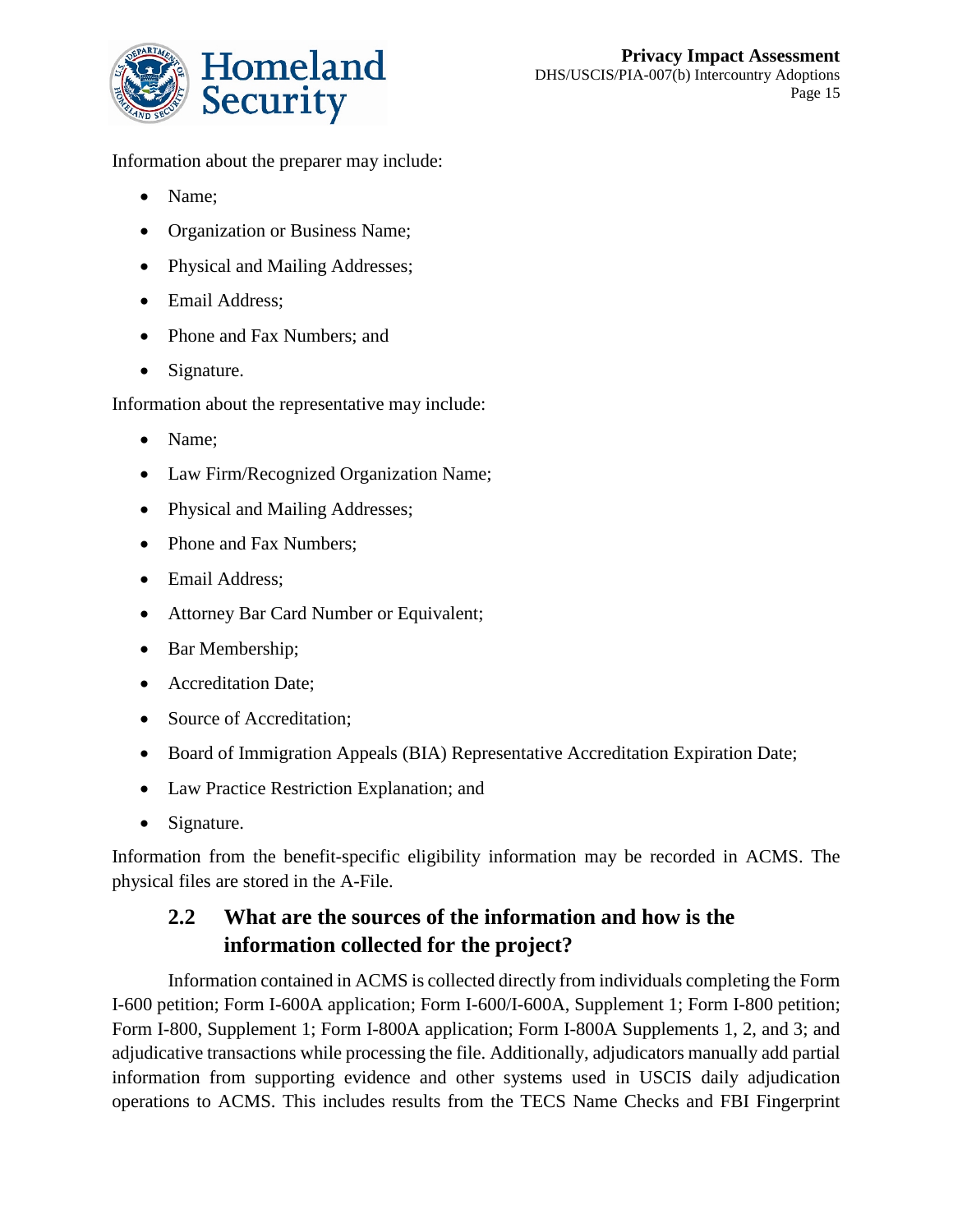Information about the preparer may include:

- Name;
- Organization or Business Name;
- Physical and Mailing Addresses;
- Email Address;
- Phone and Fax Numbers; and
- Signature.

Information about the representative may include:

- Name;
- Law Firm/Recognized Organization Name;
- Physical and Mailing Addresses;
- Phone and Fax Numbers;
- Email Address;
- Attorney Bar Card Number or Equivalent;
- Bar Membership;
- Accreditation Date;
- Source of Accreditation;
- Board of Immigration Appeals (BIA) Representative Accreditation Expiration Date;
- Law Practice Restriction Explanation; and
- Signature.

Information from the benefit-specific eligibility information may be recorded in ACMS. The physical files are stored in the A-File.

## 2.2 What are the sources of the information and how is the information collected for the project?

Information contained in ACMS is collected directly from individuals completing the Form I-600 petition; Form I-600A application; Form I-600/I-600A, Supplement 1; Form I-800 petition; Form I-800, Supplement 1; Form I-800A application; Form I-800A Supplements 1, 2, and 3; and adjudicative transactions while processing the file. Additionally, adjudicators manually add partial information from supporting evidence and other systems used in USCIS daily adjudication operations to ACMS. This includes results from the TECS Name Checks and FBI Fingerprint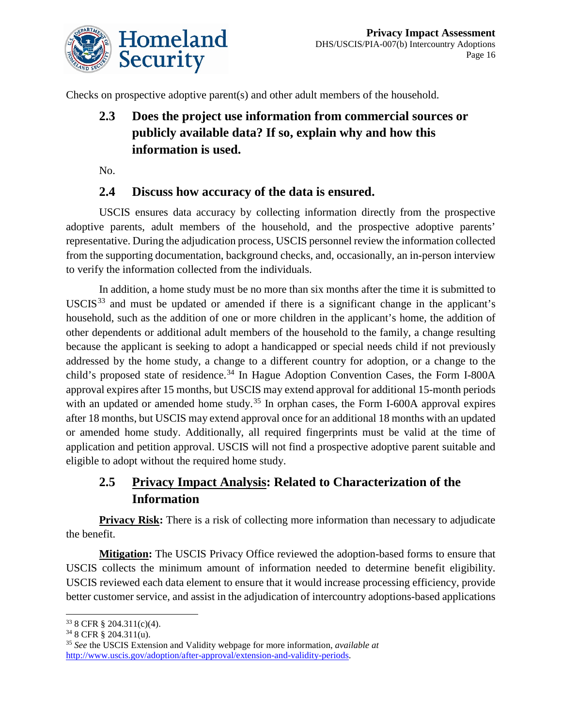Checks on prospective adoptive parent(s) and other adult members of the household.

## 2.3 Does the project use information from commercial sources or publicly available data? If so, explain why and how this information is used.

No.

## 2.4 Discuss how accuracy of the data is ensured.

USCIS ensures data accuracy by collecting information directly from the prospective adoptive parents, adult members of the household, and the prospective adoptive parents' representative. During the adjudication process, USCIS personnel review the information collected from the supporting documentation, background checks, and, occasionally, an in-person interview to verify the information collected from the individuals.

In addition, a home study must be no more than six months after the time it is submitted to USCIS[33] and must be updated or amended if there is a significant change in the applicant's household, such as the addition of one or more children in the applicant's home, the addition of other dependents or additional adult members of the household to the family, a change resulting because the applicant is seeking to adopt a handicapped or special needs child if not previously addressed by the home study, a change to a different country for adoption, or a change to the child's proposed state of residence.[34] In Hague Adoption Convention Cases, the Form I-800A approval expires after 15 months, but USCIS may extend approval for additional 15-month periods with an updated or amended home study.[35] In orphan cases, the Form I-600A approval expires after 18 months, but USCIS may extend approval once for an additional 18 months with an updated or amended home study. Additionally, all required fingerprints must be valid at the time of application and petition approval. USCIS will not find a prospective adoptive parent suitable and eligible to adopt without the required home study.

## 2.5 Privacy Impact Analysis: Related to Characterization of the Information

**Privacy Risk:** There is a risk of collecting more information than necessary to adjudicate the benefit.

**Mitigation:** The USCIS Privacy Office reviewed the adoption-based forms to ensure that USCIS collects the minimum amount of information needed to determine benefit eligibility. USCIS reviewed each data element to ensure that it would increase processing efficiency, provide better customer service, and assist in the adjudication of intercountry adoptions-based applications

---

[33] 8 CFR § 204.311(c)(4).

[34] 8 CFR § 204.311(u).

[35] *See* the USCIS Extension and Validity webpage for more information, *available at* http://www.uscis.gov/adoption/after-approval/extension-and-validity-periods.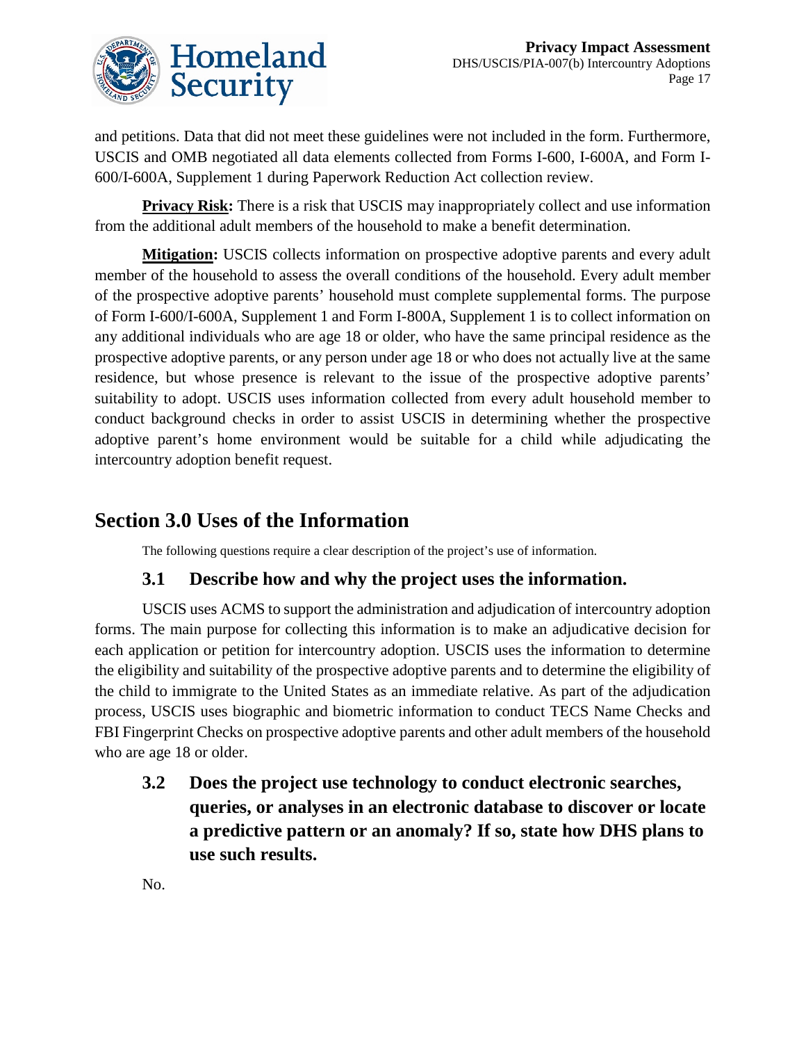and petitions. Data that did not meet these guidelines were not included in the form. Furthermore, USCIS and OMB negotiated all data elements collected from Forms I-600, I-600A, and Form I-600/I-600A, Supplement 1 during Paperwork Reduction Act collection review.

**Privacy Risk:** There is a risk that USCIS may inappropriately collect and use information from the additional adult members of the household to make a benefit determination.

**Mitigation:** USCIS collects information on prospective adoptive parents and every adult member of the household to assess the overall conditions of the household. Every adult member of the prospective adoptive parents' household must complete supplemental forms. The purpose of Form I-600/I-600A, Supplement 1 and Form I-800A, Supplement 1 is to collect information on any additional individuals who are age 18 or older, who have the same principal residence as the prospective adoptive parents, or any person under age 18 or who does not actually live at the same residence, but whose presence is relevant to the issue of the prospective adoptive parents' suitability to adopt. USCIS uses information collected from every adult household member to conduct background checks in order to assist USCIS in determining whether the prospective adoptive parent's home environment would be suitable for a child while adjudicating the intercountry adoption benefit request.

## Section 3.0 Uses of the Information

The following questions require a clear description of the project's use of information.

### 3.1 Describe how and why the project uses the information.

USCIS uses ACMS to support the administration and adjudication of intercountry adoption forms. The main purpose for collecting this information is to make an adjudicative decision for each application or petition for intercountry adoption. USCIS uses the information to determine the eligibility and suitability of the prospective adoptive parents and to determine the eligibility of the child to immigrate to the United States as an immediate relative. As part of the adjudication process, USCIS uses biographic and biometric information to conduct TECS Name Checks and FBI Fingerprint Checks on prospective adoptive parents and other adult members of the household who are age 18 or older.

### 3.2 Does the project use technology to conduct electronic searches, queries, or analyses in an electronic database to discover or locate a predictive pattern or an anomaly? If so, state how DHS plans to use such results.

No.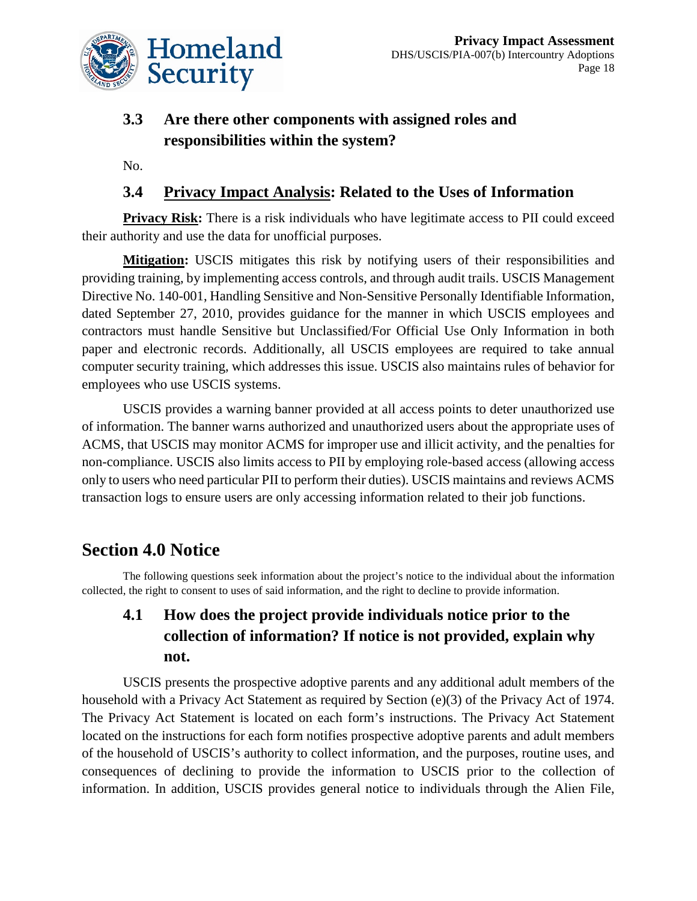### 3.3 Are there other components with assigned roles and responsibilities within the system?

No.

### 3.4 Privacy Impact Analysis: Related to the Uses of Information

**Privacy Risk:** There is a risk individuals who have legitimate access to PII could exceed their authority and use the data for unofficial purposes.

**Mitigation:** USCIS mitigates this risk by notifying users of their responsibilities and providing training, by implementing access controls, and through audit trails. USCIS Management Directive No. 140-001, Handling Sensitive and Non-Sensitive Personally Identifiable Information, dated September 27, 2010, provides guidance for the manner in which USCIS employees and contractors must handle Sensitive but Unclassified/For Official Use Only Information in both paper and electronic records. Additionally, all USCIS employees are required to take annual computer security training, which addresses this issue. USCIS also maintains rules of behavior for employees who use USCIS systems.

USCIS provides a warning banner provided at all access points to deter unauthorized use of information. The banner warns authorized and unauthorized users about the appropriate uses of ACMS, that USCIS may monitor ACMS for improper use and illicit activity, and the penalties for non-compliance. USCIS also limits access to PII by employing role-based access (allowing access only to users who need particular PII to perform their duties). USCIS maintains and reviews ACMS transaction logs to ensure users are only accessing information related to their job functions.

## Section 4.0 Notice

The following questions seek information about the project's notice to the individual about the information collected, the right to consent to uses of said information, and the right to decline to provide information.

### 4.1 How does the project provide individuals notice prior to the collection of information? If notice is not provided, explain why not.

USCIS presents the prospective adoptive parents and any additional adult members of the household with a Privacy Act Statement as required by Section (e)(3) of the Privacy Act of 1974. The Privacy Act Statement is located on each form's instructions. The Privacy Act Statement located on the instructions for each form notifies prospective adoptive parents and adult members of the household of USCIS's authority to collect information, and the purposes, routine uses, and consequences of declining to provide the information to USCIS prior to the collection of information. In addition, USCIS provides general notice to individuals through the Alien File,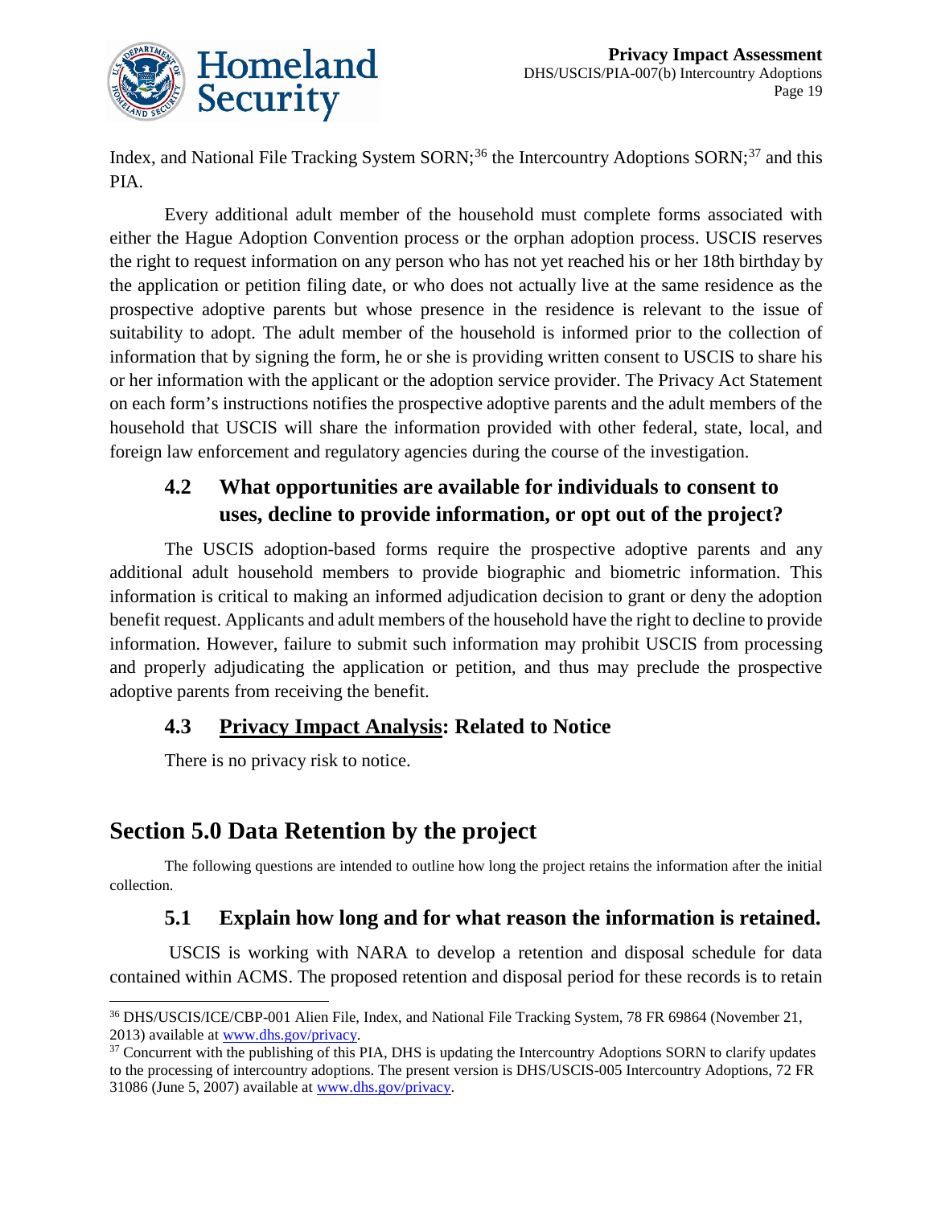Index, and National File Tracking System SORN;[36] the Intercountry Adoptions SORN;[37] and this PIA.

Every additional adult member of the household must complete forms associated with either the Hague Adoption Convention process or the orphan adoption process. USCIS reserves the right to request information on any person who has not yet reached his or her 18th birthday by the application or petition filing date, or who does not actually live at the same residence as the prospective adoptive parents but whose presence in the residence is relevant to the issue of suitability to adopt. The adult member of the household is informed prior to the collection of information that by signing the form, he or she is providing written consent to USCIS to share his or her information with the applicant or the adoption service provider. The Privacy Act Statement on each form's instructions notifies the prospective adoptive parents and the adult members of the household that USCIS will share the information provided with other federal, state, local, and foreign law enforcement and regulatory agencies during the course of the investigation.

### 4.2 What opportunities are available for individuals to consent to uses, decline to provide information, or opt out of the project?

The USCIS adoption-based forms require the prospective adoptive parents and any additional adult household members to provide biographic and biometric information. This information is critical to making an informed adjudication decision to grant or deny the adoption benefit request. Applicants and adult members of the household have the right to decline to provide information. However, failure to submit such information may prohibit USCIS from processing and properly adjudicating the application or petition, and thus may preclude the prospective adoptive parents from receiving the benefit.

### 4.3 Privacy Impact Analysis: Related to Notice

There is no privacy risk to notice.

## Section 5.0 Data Retention by the project

The following questions are intended to outline how long the project retains the information after the initial collection.

### 5.1 Explain how long and for what reason the information is retained.

USCIS is working with NARA to develop a retention and disposal schedule for data contained within ACMS. The proposed retention and disposal period for these records is to retain

---

[36] DHS/USCIS/ICE/CBP-001 Alien File, Index, and National File Tracking System, 78 FR 69864 (November 21, 2013) available at www.dhs.gov/privacy.

[37] Concurrent with the publishing of this PIA, DHS is updating the Intercountry Adoptions SORN to clarify updates to the processing of intercountry adoptions. The present version is DHS/USCIS-005 Intercountry Adoptions, 72 FR 31086 (June 5, 2007) available at www.dhs.gov/privacy.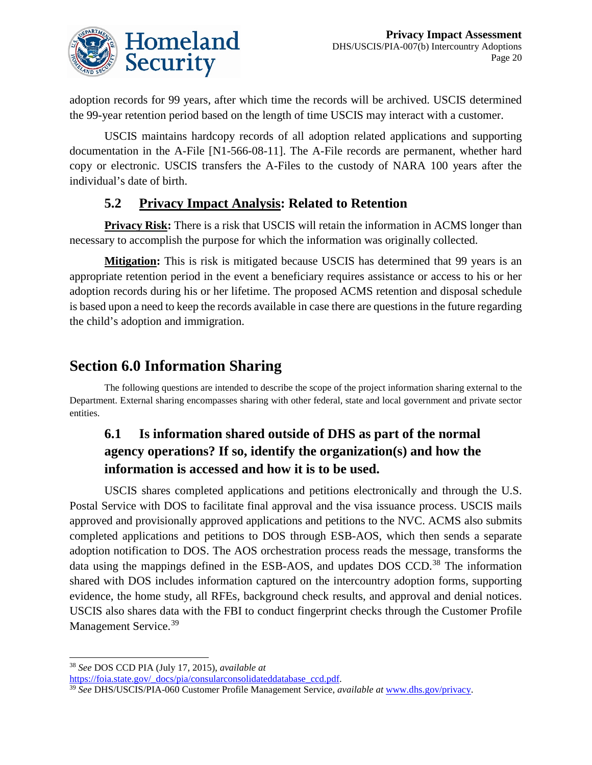adoption records for 99 years, after which time the records will be archived. USCIS determined the 99-year retention period based on the length of time USCIS may interact with a customer.

USCIS maintains hardcopy records of all adoption related applications and supporting documentation in the A-File [N1-566-08-11]. The A-File records are permanent, whether hard copy or electronic. USCIS transfers the A-Files to the custody of NARA 100 years after the individual's date of birth.

### 5.2 Privacy Impact Analysis: Related to Retention

**Privacy Risk:** There is a risk that USCIS will retain the information in ACMS longer than necessary to accomplish the purpose for which the information was originally collected.

**Mitigation:** This is risk is mitigated because USCIS has determined that 99 years is an appropriate retention period in the event a beneficiary requires assistance or access to his or her adoption records during his or her lifetime. The proposed ACMS retention and disposal schedule is based upon a need to keep the records available in case there are questions in the future regarding the child's adoption and immigration.

## Section 6.0 Information Sharing

The following questions are intended to describe the scope of the project information sharing external to the Department. External sharing encompasses sharing with other federal, state and local government and private sector entities.

### 6.1 Is information shared outside of DHS as part of the normal agency operations? If so, identify the organization(s) and how the information is accessed and how it is to be used.

USCIS shares completed applications and petitions electronically and through the U.S. Postal Service with DOS to facilitate final approval and the visa issuance process. USCIS mails approved and provisionally approved applications and petitions to the NVC. ACMS also submits completed applications and petitions to DOS through ESB-AOS, which then sends a separate adoption notification to DOS. The AOS orchestration process reads the message, transforms the data using the mappings defined in the ESB-AOS, and updates DOS CCD.[38] The information shared with DOS includes information captured on the intercountry adoption forms, supporting evidence, the home study, all RFEs, background check results, and approval and denial notices. USCIS also shares data with the FBI to conduct fingerprint checks through the Customer Profile Management Service.[39]

---

[38] *See* DOS CCD PIA (July 17, 2015), *available at* https://foia.state.gov/_docs/pia/consularconsolidateddatabase_ccd.pdf.

[39] *See* DHS/USCIS/PIA-060 Customer Profile Management Service, *available at* www.dhs.gov/privacy.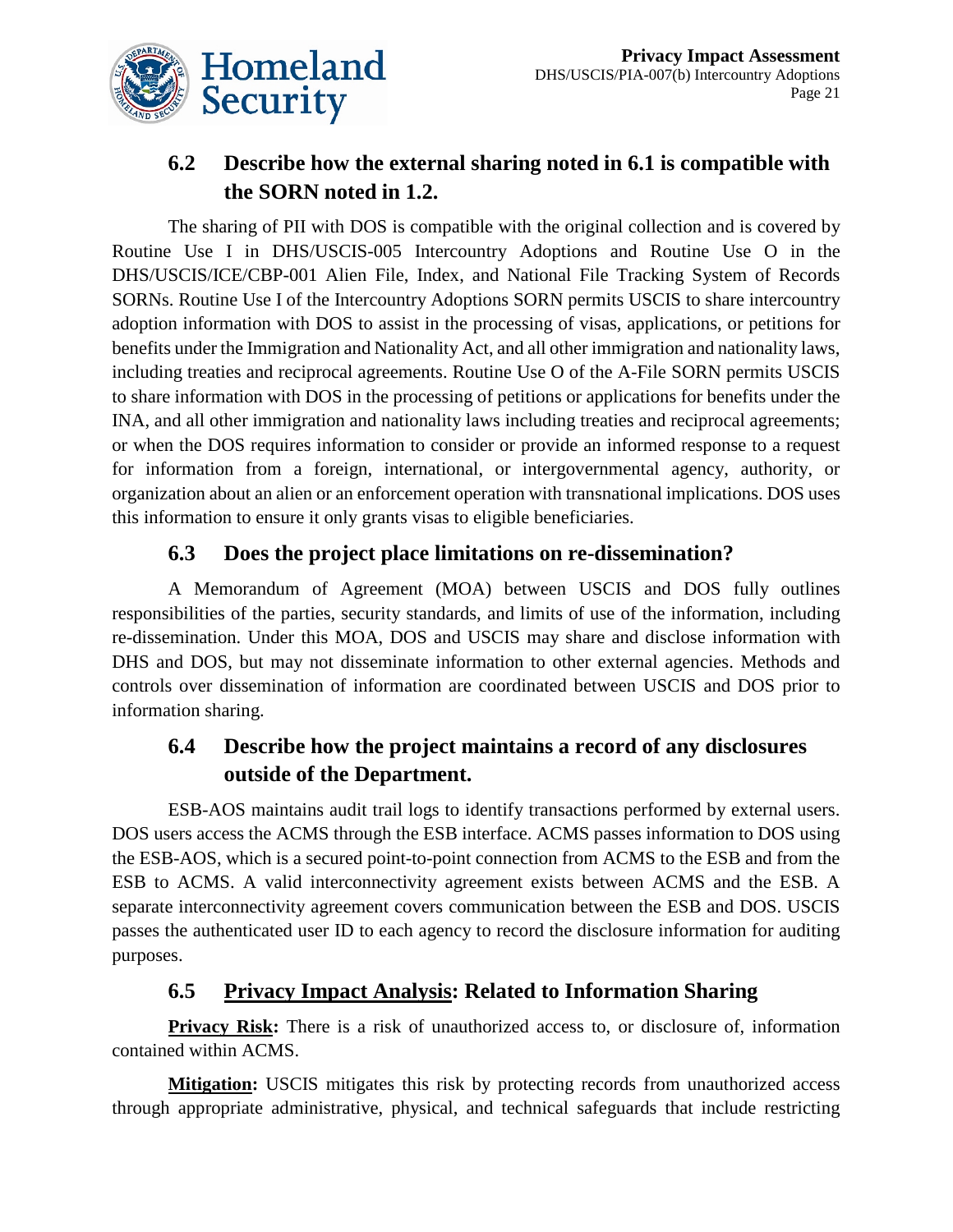## 6.2 Describe how the external sharing noted in 6.1 is compatible with the SORN noted in 1.2.

The sharing of PII with DOS is compatible with the original collection and is covered by Routine Use I in DHS/USCIS-005 Intercountry Adoptions and Routine Use O in the DHS/USCIS/ICE/CBP-001 Alien File, Index, and National File Tracking System of Records SORNs. Routine Use I of the Intercountry Adoptions SORN permits USCIS to share intercountry adoption information with DOS to assist in the processing of visas, applications, or petitions for benefits under the Immigration and Nationality Act, and all other immigration and nationality laws, including treaties and reciprocal agreements. Routine Use O of the A-File SORN permits USCIS to share information with DOS in the processing of petitions or applications for benefits under the INA, and all other immigration and nationality laws including treaties and reciprocal agreements; or when the DOS requires information to consider or provide an informed response to a request for information from a foreign, international, or intergovernmental agency, authority, or organization about an alien or an enforcement operation with transnational implications. DOS uses this information to ensure it only grants visas to eligible beneficiaries.

## 6.3 Does the project place limitations on re-dissemination?

A Memorandum of Agreement (MOA) between USCIS and DOS fully outlines responsibilities of the parties, security standards, and limits of use of the information, including re-dissemination. Under this MOA, DOS and USCIS may share and disclose information with DHS and DOS, but may not disseminate information to other external agencies. Methods and controls over dissemination of information are coordinated between USCIS and DOS prior to information sharing.

## 6.4 Describe how the project maintains a record of any disclosures outside of the Department.

ESB-AOS maintains audit trail logs to identify transactions performed by external users. DOS users access the ACMS through the ESB interface. ACMS passes information to DOS using the ESB-AOS, which is a secured point-to-point connection from ACMS to the ESB and from the ESB to ACMS. A valid interconnectivity agreement exists between ACMS and the ESB. A separate interconnectivity agreement covers communication between the ESB and DOS. USCIS passes the authenticated user ID to each agency to record the disclosure information for auditing purposes.

## 6.5 Privacy Impact Analysis: Related to Information Sharing

**Privacy Risk:** There is a risk of unauthorized access to, or disclosure of, information contained within ACMS.

**Mitigation:** USCIS mitigates this risk by protecting records from unauthorized access through appropriate administrative, physical, and technical safeguards that include restricting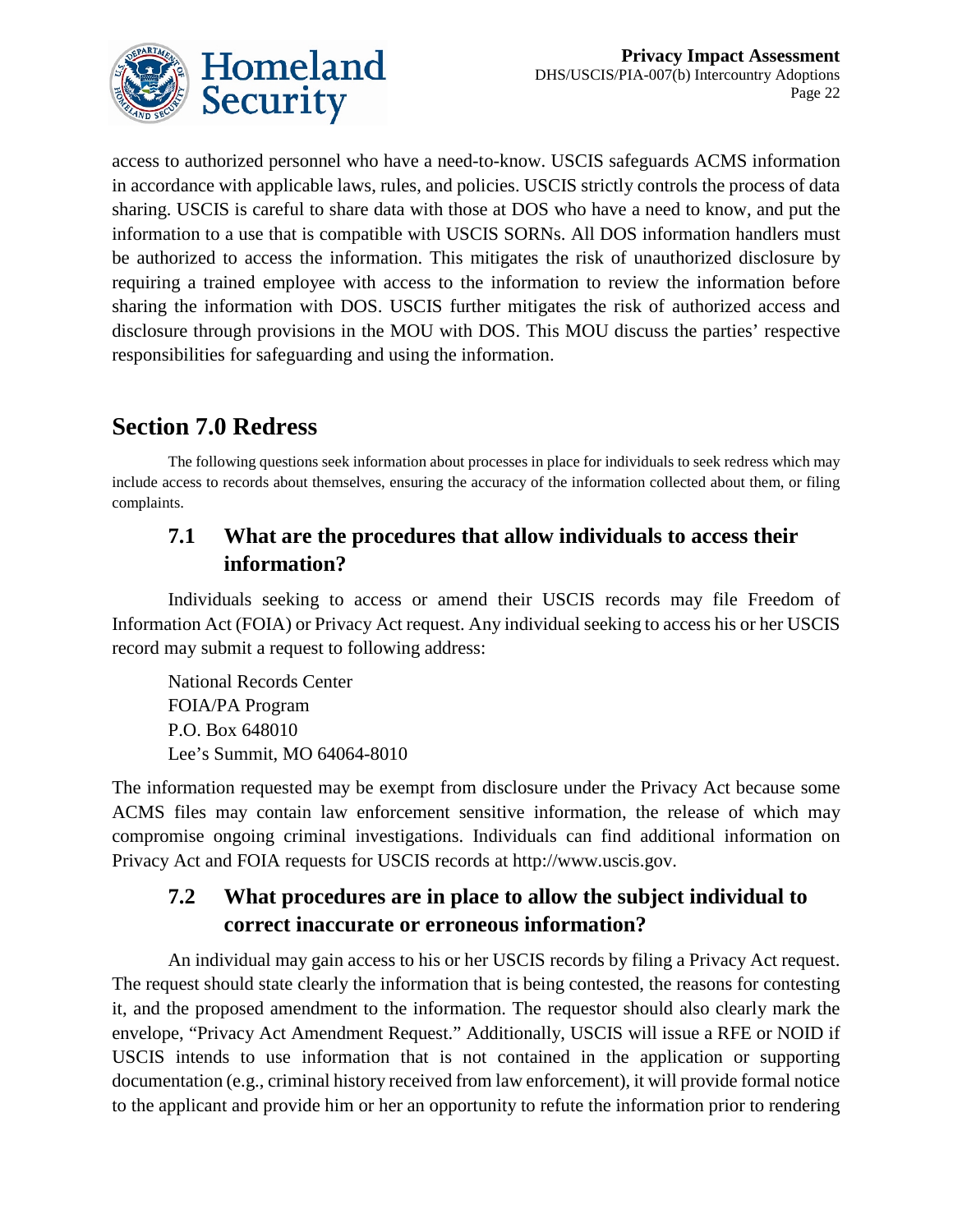access to authorized personnel who have a need-to-know. USCIS safeguards ACMS information in accordance with applicable laws, rules, and policies. USCIS strictly controls the process of data sharing. USCIS is careful to share data with those at DOS who have a need to know, and put the information to a use that is compatible with USCIS SORNs. All DOS information handlers must be authorized to access the information. This mitigates the risk of unauthorized disclosure by requiring a trained employee with access to the information to review the information before sharing the information with DOS. USCIS further mitigates the risk of authorized access and disclosure through provisions in the MOU with DOS. This MOU discuss the parties' respective responsibilities for safeguarding and using the information.

## Section 7.0 Redress

The following questions seek information about processes in place for individuals to seek redress which may include access to records about themselves, ensuring the accuracy of the information collected about them, or filing complaints.

### 7.1 What are the procedures that allow individuals to access their information?

Individuals seeking to access or amend their USCIS records may file Freedom of Information Act (FOIA) or Privacy Act request. Any individual seeking to access his or her USCIS record may submit a request to following address:

National Records Center  
FOIA/PA Program  
P.O. Box 648010  
Lee's Summit, MO 64064-8010

The information requested may be exempt from disclosure under the Privacy Act because some ACMS files may contain law enforcement sensitive information, the release of which may compromise ongoing criminal investigations. Individuals can find additional information on Privacy Act and FOIA requests for USCIS records at http://www.uscis.gov.

### 7.2 What procedures are in place to allow the subject individual to correct inaccurate or erroneous information?

An individual may gain access to his or her USCIS records by filing a Privacy Act request. The request should state clearly the information that is being contested, the reasons for contesting it, and the proposed amendment to the information. The requestor should also clearly mark the envelope, "Privacy Act Amendment Request." Additionally, USCIS will issue a RFE or NOID if USCIS intends to use information that is not contained in the application or supporting documentation (e.g., criminal history received from law enforcement), it will provide formal notice to the applicant and provide him or her an opportunity to refute the information prior to rendering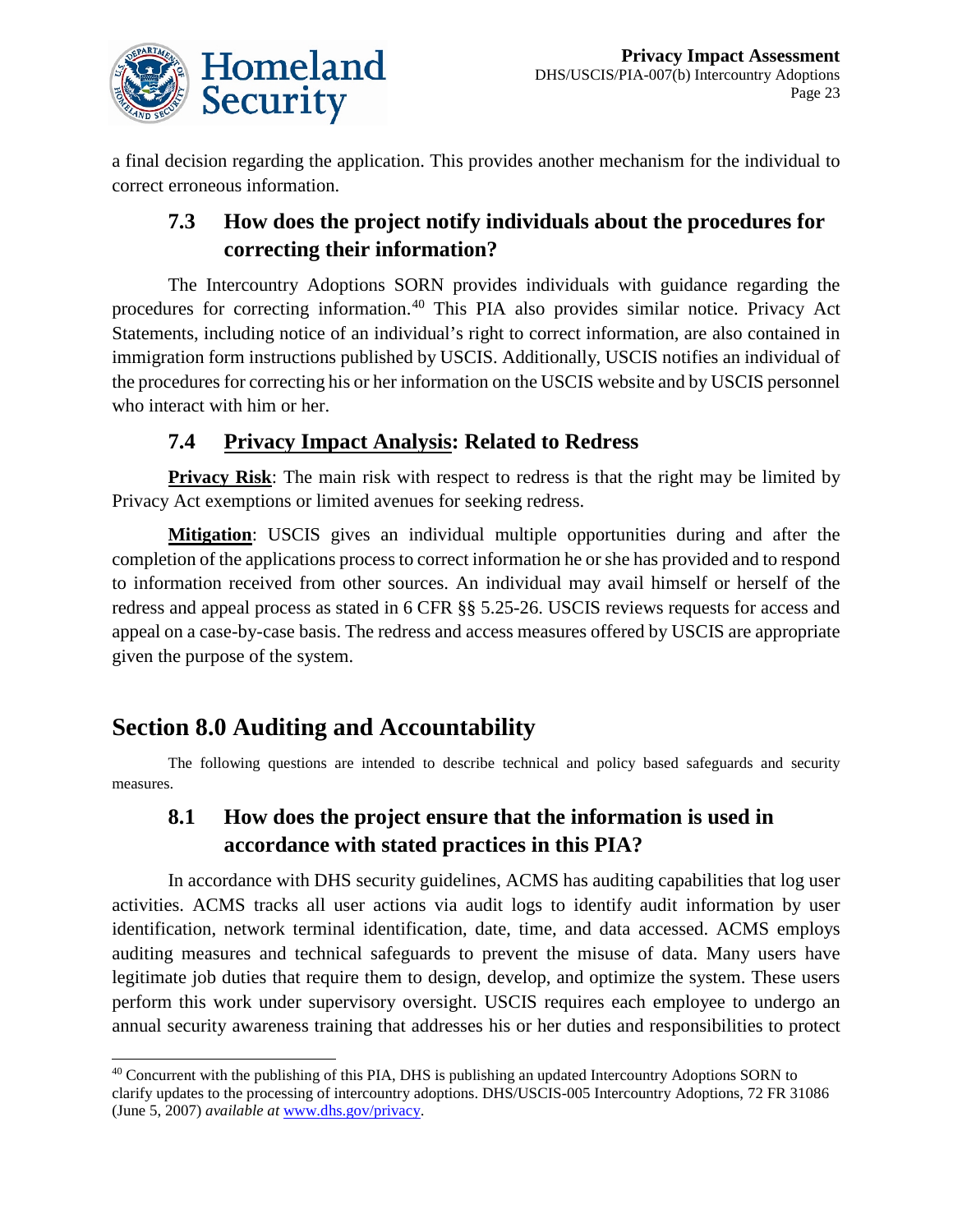a final decision regarding the application. This provides another mechanism for the individual to correct erroneous information.

### 7.3 How does the project notify individuals about the procedures for correcting their information?

The Intercountry Adoptions SORN provides individuals with guidance regarding the procedures for correcting information.[40] This PIA also provides similar notice. Privacy Act Statements, including notice of an individual's right to correct information, are also contained in immigration form instructions published by USCIS. Additionally, USCIS notifies an individual of the procedures for correcting his or her information on the USCIS website and by USCIS personnel who interact with him or her.

### 7.4 Privacy Impact Analysis: Related to Redress

**Privacy Risk**: The main risk with respect to redress is that the right may be limited by Privacy Act exemptions or limited avenues for seeking redress.

**Mitigation**: USCIS gives an individual multiple opportunities during and after the completion of the applications process to correct information he or she has provided and to respond to information received from other sources. An individual may avail himself or herself of the redress and appeal process as stated in 6 CFR §§ 5.25-26. USCIS reviews requests for access and appeal on a case-by-case basis. The redress and access measures offered by USCIS are appropriate given the purpose of the system.

## Section 8.0 Auditing and Accountability

The following questions are intended to describe technical and policy based safeguards and security measures.

### 8.1 How does the project ensure that the information is used in accordance with stated practices in this PIA?

In accordance with DHS security guidelines, ACMS has auditing capabilities that log user activities. ACMS tracks all user actions via audit logs to identify audit information by user identification, network terminal identification, date, time, and data accessed. ACMS employs auditing measures and technical safeguards to prevent the misuse of data. Many users have legitimate job duties that require them to design, develop, and optimize the system. These users perform this work under supervisory oversight. USCIS requires each employee to undergo an annual security awareness training that addresses his or her duties and responsibilities to protect

---

[40] Concurrent with the publishing of this PIA, DHS is publishing an updated Intercountry Adoptions SORN to clarify updates to the processing of intercountry adoptions. DHS/USCIS-005 Intercountry Adoptions, 72 FR 31086 (June 5, 2007) *available at* www.dhs.gov/privacy.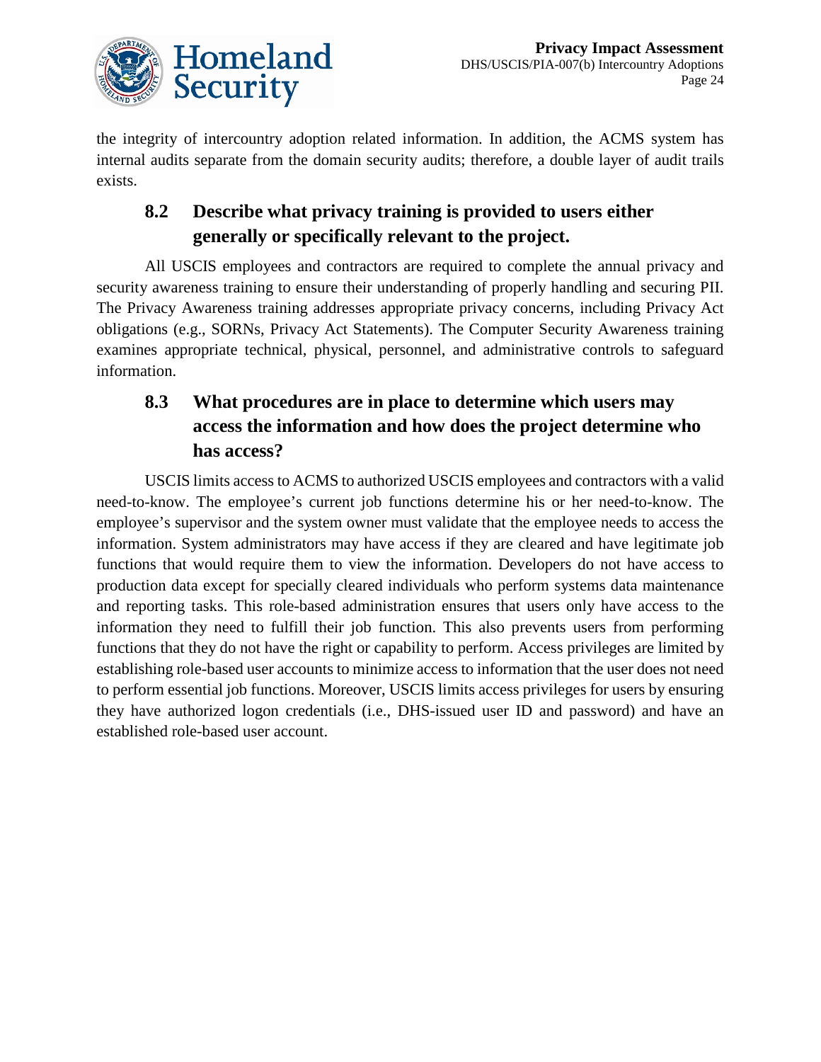the integrity of intercountry adoption related information. In addition, the ACMS system has internal audits separate from the domain security audits; therefore, a double layer of audit trails exists.

## 8.2 Describe what privacy training is provided to users either generally or specifically relevant to the project.

All USCIS employees and contractors are required to complete the annual privacy and security awareness training to ensure their understanding of properly handling and securing PII. The Privacy Awareness training addresses appropriate privacy concerns, including Privacy Act obligations (e.g., SORNs, Privacy Act Statements). The Computer Security Awareness training examines appropriate technical, physical, personnel, and administrative controls to safeguard information.

## 8.3 What procedures are in place to determine which users may access the information and how does the project determine who has access?

USCIS limits access to ACMS to authorized USCIS employees and contractors with a valid need-to-know. The employee's current job functions determine his or her need-to-know. The employee's supervisor and the system owner must validate that the employee needs to access the information. System administrators may have access if they are cleared and have legitimate job functions that would require them to view the information. Developers do not have access to production data except for specially cleared individuals who perform systems data maintenance and reporting tasks. This role-based administration ensures that users only have access to the information they need to fulfill their job function. This also prevents users from performing functions that they do not have the right or capability to perform. Access privileges are limited by establishing role-based user accounts to minimize access to information that the user does not need to perform essential job functions. Moreover, USCIS limits access privileges for users by ensuring they have authorized logon credentials (i.e., DHS-issued user ID and password) and have an established role-based user account.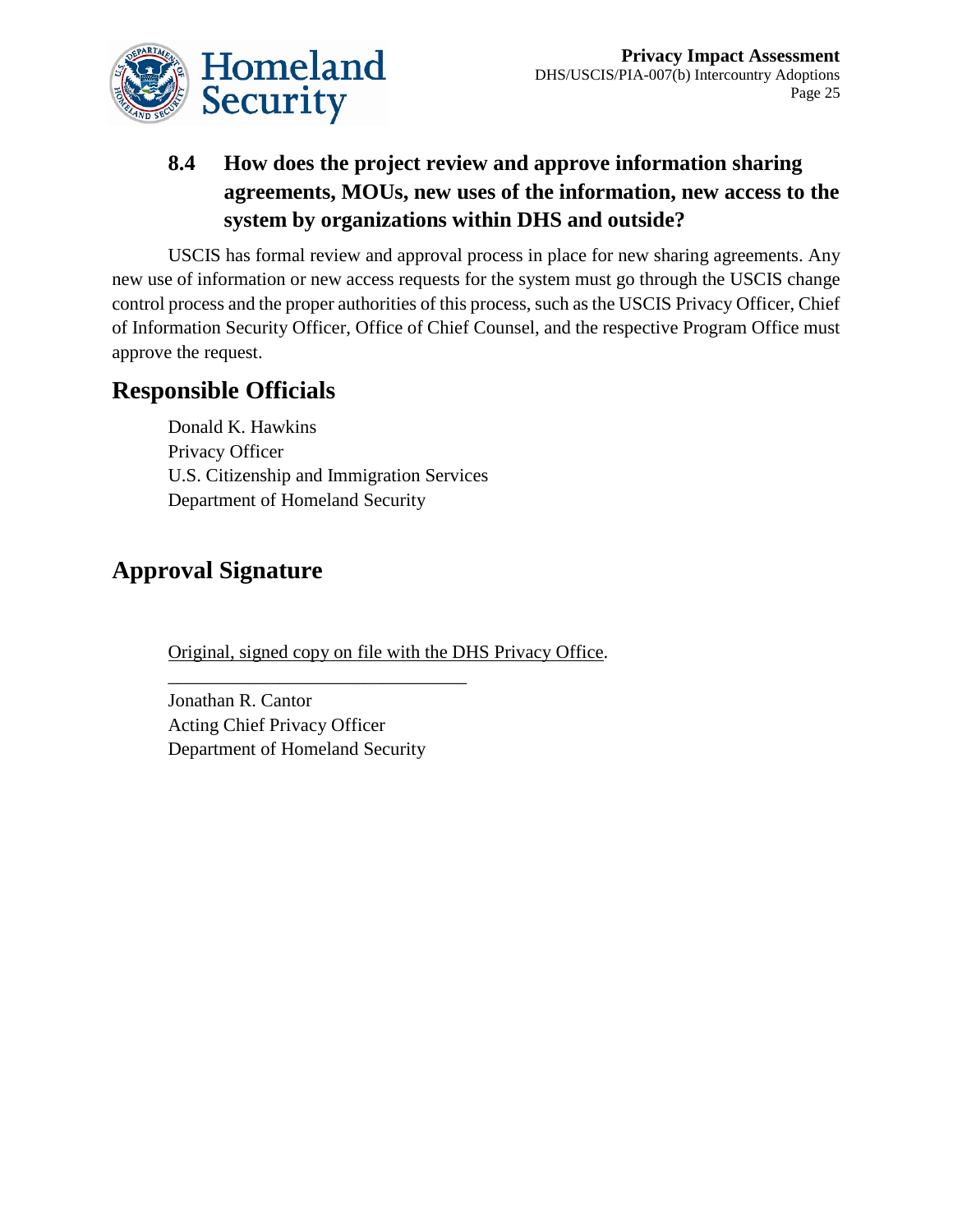### 8.4 How does the project review and approve information sharing agreements, MOUs, new uses of the information, new access to the system by organizations within DHS and outside?

USCIS has formal review and approval process in place for new sharing agreements. Any new use of information or new access requests for the system must go through the USCIS change control process and the proper authorities of this process, such as the USCIS Privacy Officer, Chief of Information Security Officer, Office of Chief Counsel, and the respective Program Office must approve the request.

## Responsible Officials

Donald K. Hawkins
Privacy Officer
U.S. Citizenship and Immigration Services
Department of Homeland Security

## Approval Signature

Original, signed copy on file with the DHS Privacy Office.

________________________________

Jonathan R. Cantor
Acting Chief Privacy Officer
Department of Homeland Security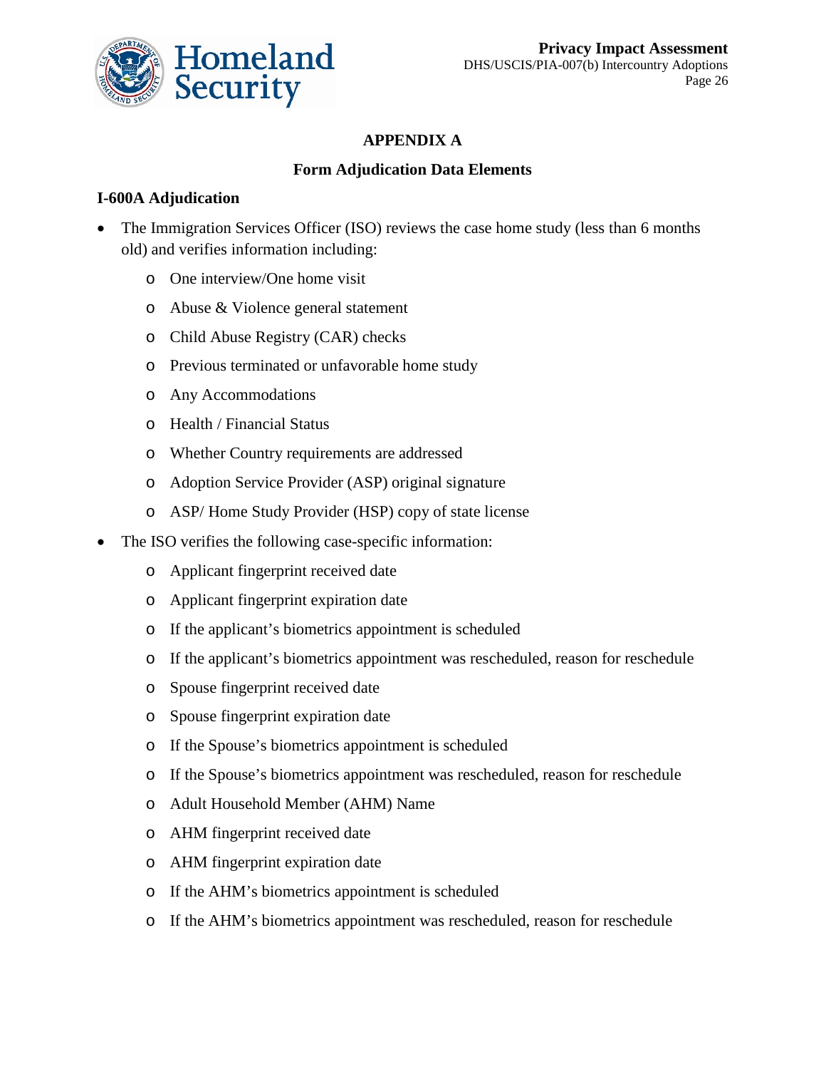# APPENDIX A

## Form Adjudication Data Elements

### I-600A Adjudication

- The Immigration Services Officer (ISO) reviews the case home study (less than 6 months old) and verifies information including:
  - One interview/One home visit
  - Abuse & Violence general statement
  - Child Abuse Registry (CAR) checks
  - Previous terminated or unfavorable home study
  - Any Accommodations
  - Health / Financial Status
  - Whether Country requirements are addressed
  - Adoption Service Provider (ASP) original signature
  - ASP/ Home Study Provider (HSP) copy of state license
- The ISO verifies the following case-specific information:
  - Applicant fingerprint received date
  - Applicant fingerprint expiration date
  - If the applicant's biometrics appointment is scheduled
  - If the applicant's biometrics appointment was rescheduled, reason for reschedule
  - Spouse fingerprint received date
  - Spouse fingerprint expiration date
  - If the Spouse's biometrics appointment is scheduled
  - If the Spouse's biometrics appointment was rescheduled, reason for reschedule
  - Adult Household Member (AHM) Name
  - AHM fingerprint received date
  - AHM fingerprint expiration date
  - If the AHM's biometrics appointment is scheduled
  - If the AHM's biometrics appointment was rescheduled, reason for reschedule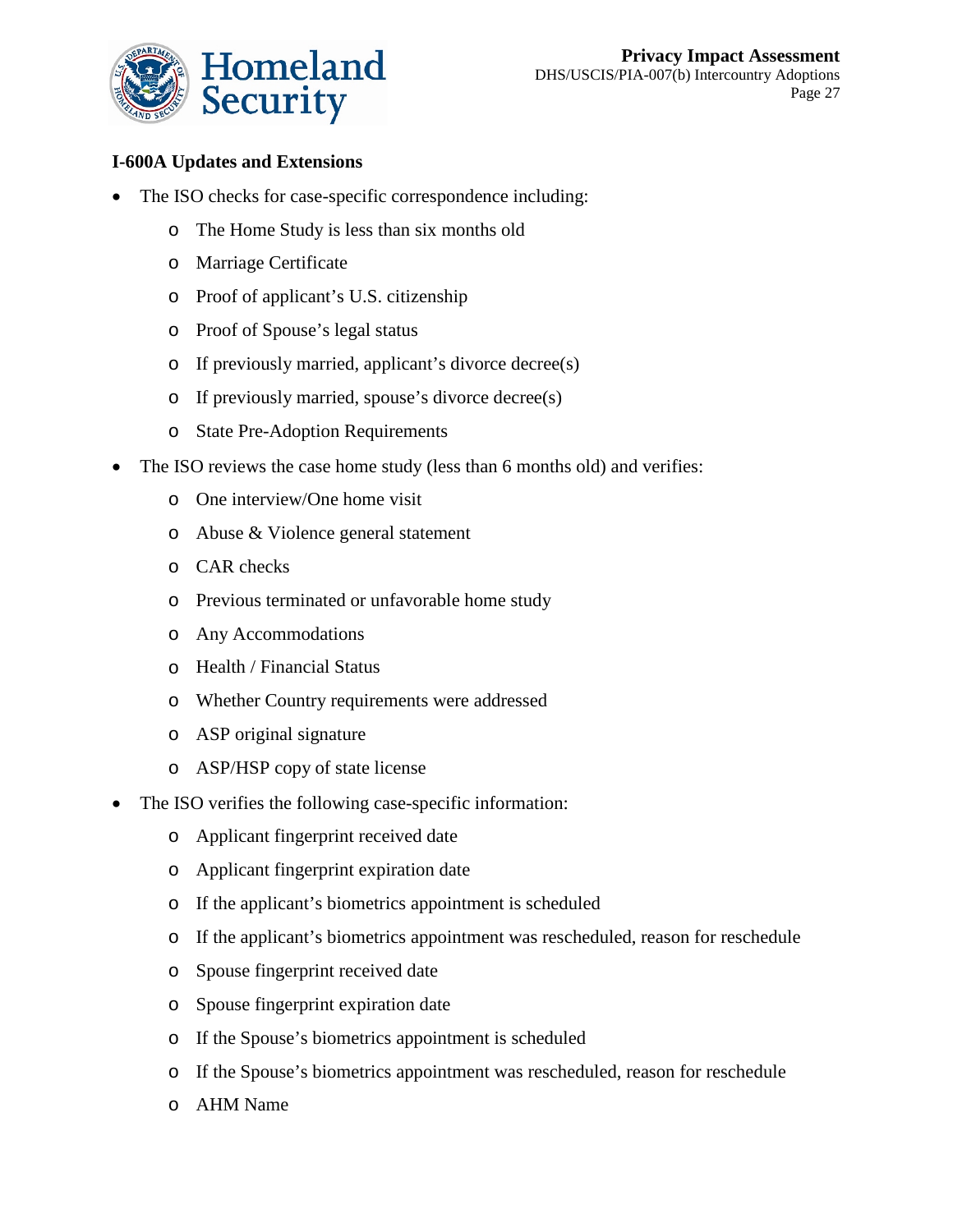**I-600A Updates and Extensions**

- The ISO checks for case-specific correspondence including:
  - The Home Study is less than six months old
  - Marriage Certificate
  - Proof of applicant's U.S. citizenship
  - Proof of Spouse's legal status
  - If previously married, applicant's divorce decree(s)
  - If previously married, spouse's divorce decree(s)
  - State Pre-Adoption Requirements
- The ISO reviews the case home study (less than 6 months old) and verifies:
  - One interview/One home visit
  - Abuse & Violence general statement
  - CAR checks
  - Previous terminated or unfavorable home study
  - Any Accommodations
  - Health / Financial Status
  - Whether Country requirements were addressed
  - ASP original signature
  - ASP/HSP copy of state license
- The ISO verifies the following case-specific information:
  - Applicant fingerprint received date
  - Applicant fingerprint expiration date
  - If the applicant's biometrics appointment is scheduled
  - If the applicant's biometrics appointment was rescheduled, reason for reschedule
  - Spouse fingerprint received date
  - Spouse fingerprint expiration date
  - If the Spouse's biometrics appointment is scheduled
  - If the Spouse's biometrics appointment was rescheduled, reason for reschedule
  - AHM Name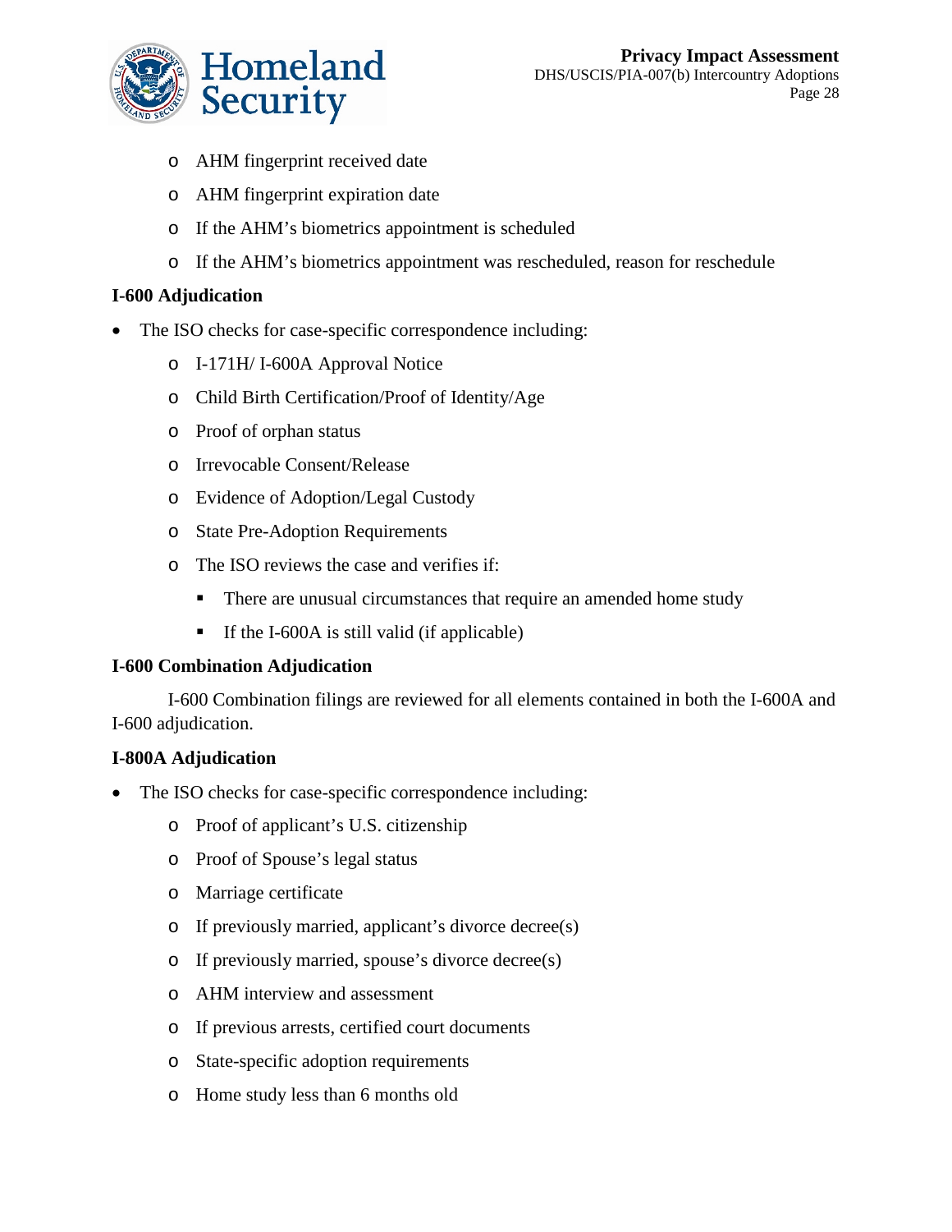- AHM fingerprint received date
- AHM fingerprint expiration date
- If the AHM's biometrics appointment is scheduled
- If the AHM's biometrics appointment was rescheduled, reason for reschedule

**I-600 Adjudication**

- The ISO checks for case-specific correspondence including:
    - I-171H/ I-600A Approval Notice
    - Child Birth Certification/Proof of Identity/Age
    - Proof of orphan status
    - Irrevocable Consent/Release
    - Evidence of Adoption/Legal Custody
    - State Pre-Adoption Requirements
    - The ISO reviews the case and verifies if:
        - There are unusual circumstances that require an amended home study
        - If the I-600A is still valid (if applicable)

**I-600 Combination Adjudication**

I-600 Combination filings are reviewed for all elements contained in both the I-600A and I-600 adjudication.

**I-800A Adjudication**

- The ISO checks for case-specific correspondence including:
    - Proof of applicant's U.S. citizenship
    - Proof of Spouse's legal status
    - Marriage certificate
    - If previously married, applicant's divorce decree(s)
    - If previously married, spouse's divorce decree(s)
    - AHM interview and assessment
    - If previous arrests, certified court documents
    - State-specific adoption requirements
    - Home study less than 6 months old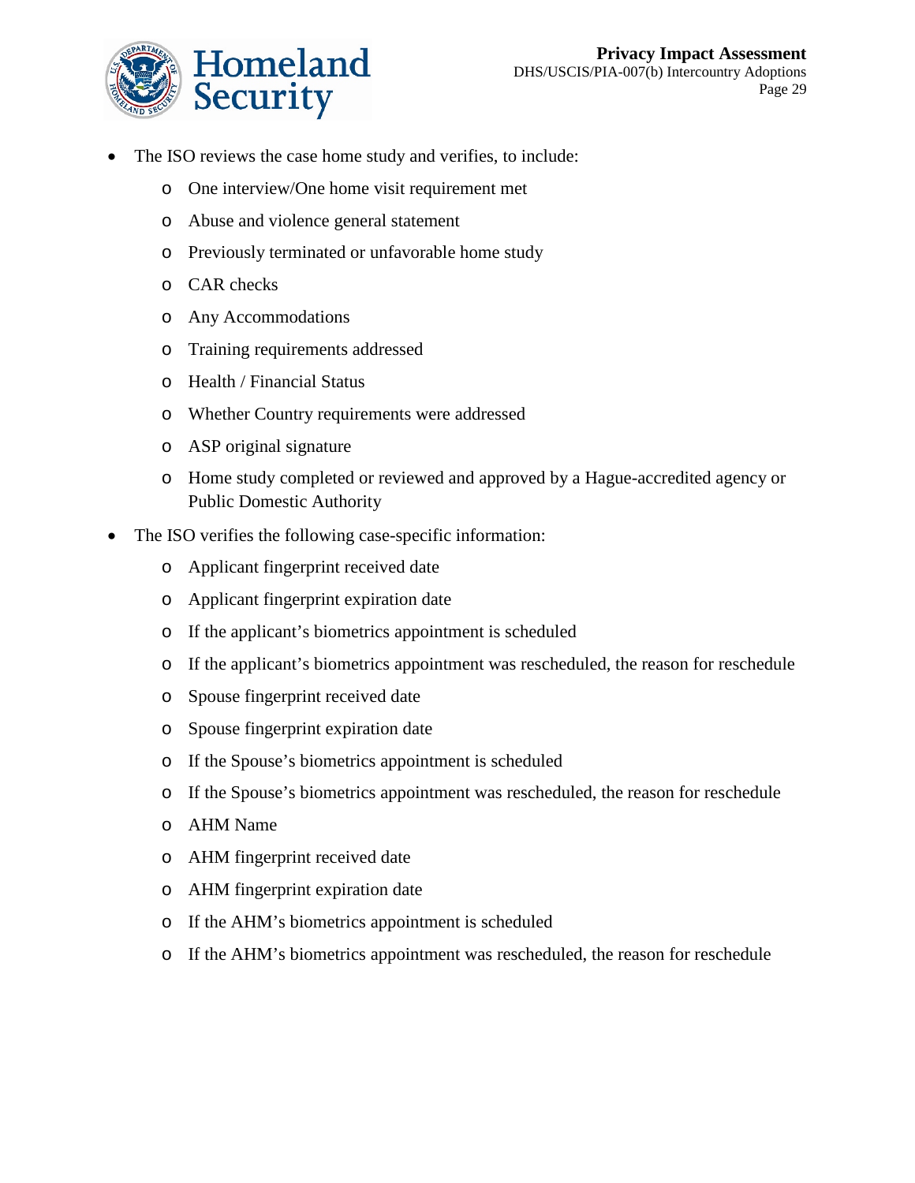- The ISO reviews the case home study and verifies, to include:
    - One interview/One home visit requirement met
    - Abuse and violence general statement
    - Previously terminated or unfavorable home study
    - CAR checks
    - Any Accommodations
    - Training requirements addressed
    - Health / Financial Status
    - Whether Country requirements were addressed
    - ASP original signature
    - Home study completed or reviewed and approved by a Hague-accredited agency or Public Domestic Authority
- The ISO verifies the following case-specific information:
    - Applicant fingerprint received date
    - Applicant fingerprint expiration date
    - If the applicant's biometrics appointment is scheduled
    - If the applicant's biometrics appointment was rescheduled, the reason for reschedule
    - Spouse fingerprint received date
    - Spouse fingerprint expiration date
    - If the Spouse's biometrics appointment is scheduled
    - If the Spouse's biometrics appointment was rescheduled, the reason for reschedule
    - AHM Name
    - AHM fingerprint received date
    - AHM fingerprint expiration date
    - If the AHM's biometrics appointment is scheduled
    - If the AHM's biometrics appointment was rescheduled, the reason for reschedule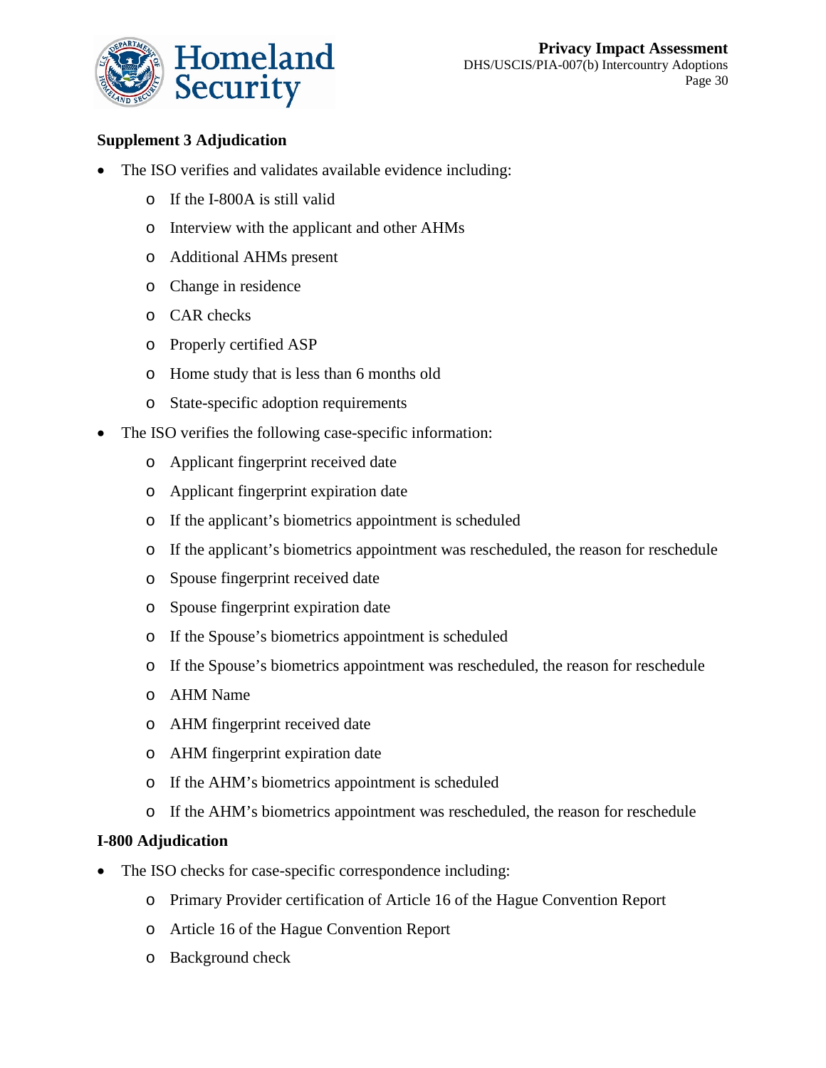**Supplement 3 Adjudication**

- The ISO verifies and validates available evidence including:
  - If the I-800A is still valid
  - Interview with the applicant and other AHMs
  - Additional AHMs present
  - Change in residence
  - CAR checks
  - Properly certified ASP
  - Home study that is less than 6 months old
  - State-specific adoption requirements
- The ISO verifies the following case-specific information:
  - Applicant fingerprint received date
  - Applicant fingerprint expiration date
  - If the applicant's biometrics appointment is scheduled
  - If the applicant's biometrics appointment was rescheduled, the reason for reschedule
  - Spouse fingerprint received date
  - Spouse fingerprint expiration date
  - If the Spouse's biometrics appointment is scheduled
  - If the Spouse's biometrics appointment was rescheduled, the reason for reschedule
  - AHM Name
  - AHM fingerprint received date
  - AHM fingerprint expiration date
  - If the AHM's biometrics appointment is scheduled
  - If the AHM's biometrics appointment was rescheduled, the reason for reschedule

**I-800 Adjudication**

- The ISO checks for case-specific correspondence including:
  - Primary Provider certification of Article 16 of the Hague Convention Report
  - Article 16 of the Hague Convention Report
  - Background check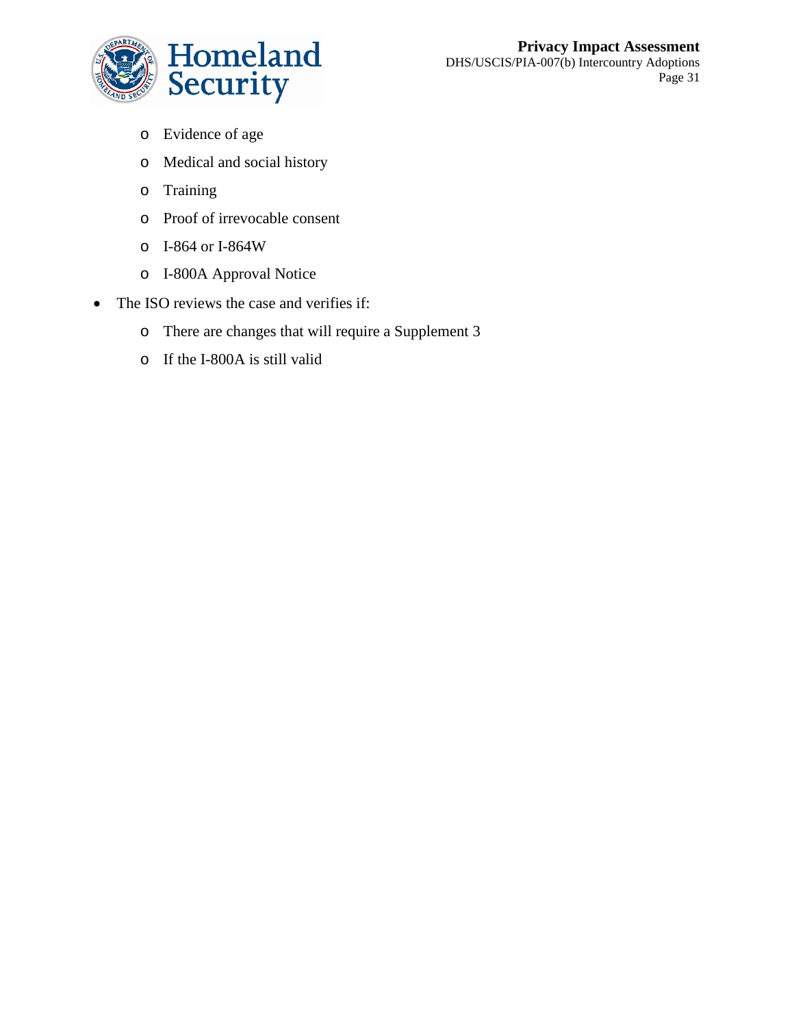- Evidence of age
    - Medical and social history
    - Training
    - Proof of irrevocable consent
    - I-864 or I-864W
    - I-800A Approval Notice
- The ISO reviews the case and verifies if:
    - There are changes that will require a Supplement 3
    - If the I-800A is still valid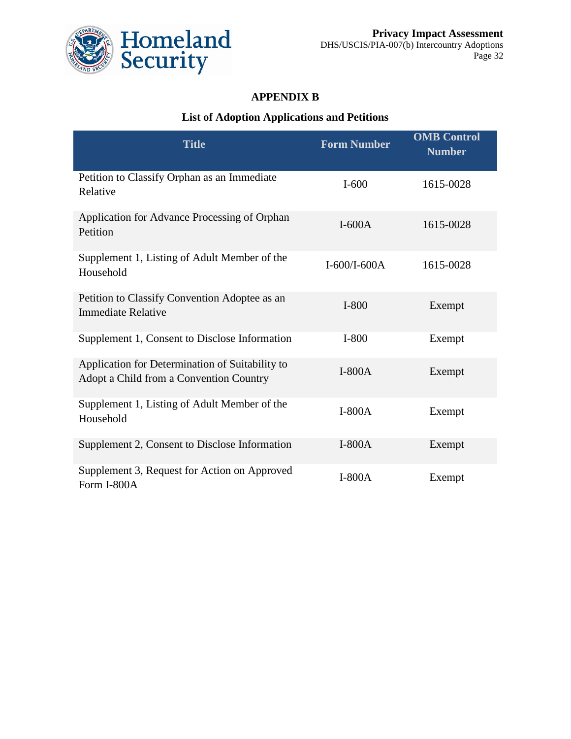## APPENDIX B

### List of Adoption Applications and Petitions

| Title | Form Number | OMB Control Number |
|---|---|---|
| Petition to Classify Orphan as an Immediate Relative | I-600 | 1615-0028 |
| Application for Advance Processing of Orphan Petition | I-600A | 1615-0028 |
| Supplement 1, Listing of Adult Member of the Household | I-600/I-600A | 1615-0028 |
| Petition to Classify Convention Adoptee as an Immediate Relative | I-800 | Exempt |
| Supplement 1, Consent to Disclose Information | I-800 | Exempt |
| Application for Determination of Suitability to Adopt a Child from a Convention Country | I-800A | Exempt |
| Supplement 1, Listing of Adult Member of the Household | I-800A | Exempt |
| Supplement 2, Consent to Disclose Information | I-800A | Exempt |
| Supplement 3, Request for Action on Approved Form I-800A | I-800A | Exempt |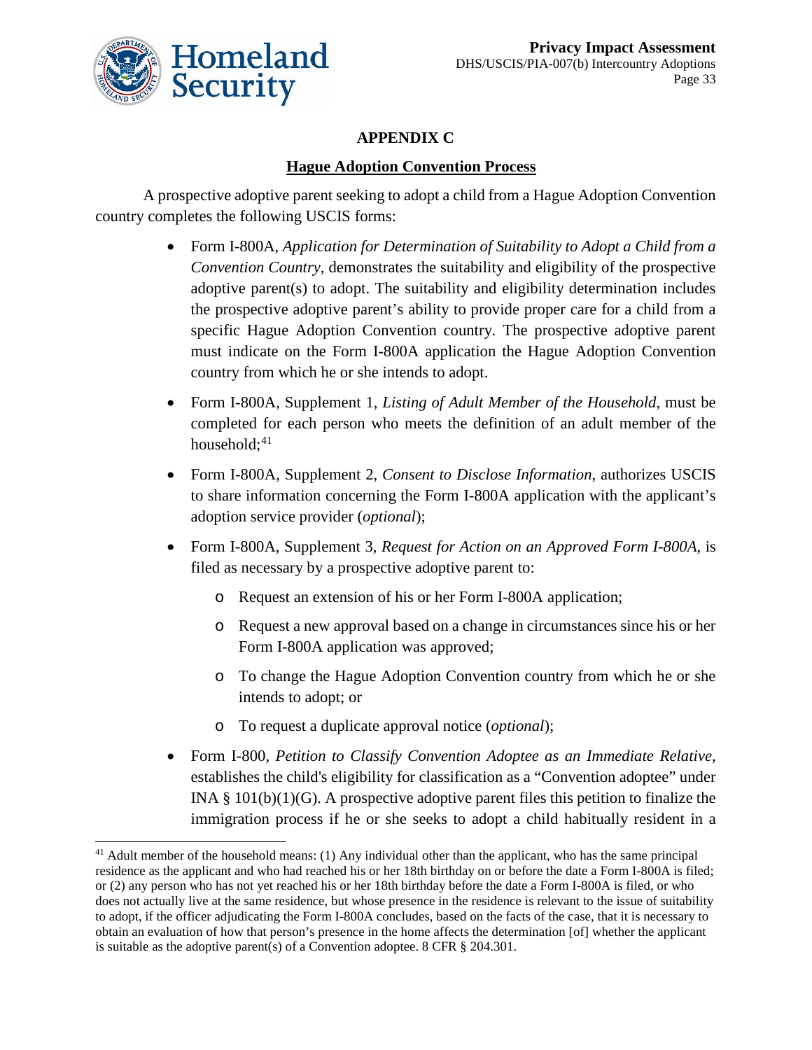## APPENDIX C

### Hague Adoption Convention Process

A prospective adoptive parent seeking to adopt a child from a Hague Adoption Convention country completes the following USCIS forms:

- Form I-800A, *Application for Determination of Suitability to Adopt a Child from a Convention Country*, demonstrates the suitability and eligibility of the prospective adoptive parent(s) to adopt. The suitability and eligibility determination includes the prospective adoptive parent's ability to provide proper care for a child from a specific Hague Adoption Convention country. The prospective adoptive parent must indicate on the Form I-800A application the Hague Adoption Convention country from which he or she intends to adopt.
- Form I-800A, Supplement 1, *Listing of Adult Member of the Household*, must be completed for each person who meets the definition of an adult member of the household;[41]
- Form I-800A, Supplement 2, *Consent to Disclose Information*, authorizes USCIS to share information concerning the Form I-800A application with the applicant's adoption service provider (*optional*);
- Form I-800A, Supplement 3, *Request for Action on an Approved Form I-800A*, is filed as necessary by a prospective adoptive parent to:
  - Request an extension of his or her Form I-800A application;
  - Request a new approval based on a change in circumstances since his or her Form I-800A application was approved;
  - To change the Hague Adoption Convention country from which he or she intends to adopt; or
  - To request a duplicate approval notice (*optional*);
- Form I-800, *Petition to Classify Convention Adoptee as an Immediate Relative*, establishes the child's eligibility for classification as a "Convention adoptee" under INA § 101(b)(1)(G). A prospective adoptive parent files this petition to finalize the immigration process if he or she seeks to adopt a child habitually resident in a

[41] Adult member of the household means: (1) Any individual other than the applicant, who has the same principal residence as the applicant and who had reached his or her 18th birthday on or before the date a Form I-800A is filed; or (2) any person who has not yet reached his or her 18th birthday before the date a Form I-800A is filed, or who does not actually live at the same residence, but whose presence in the residence is relevant to the issue of suitability to adopt, if the officer adjudicating the Form I-800A concludes, based on the facts of the case, that it is necessary to obtain an evaluation of how that person's presence in the home affects the determination [of] whether the applicant is suitable as the adoptive parent(s) of a Convention adoptee. 8 CFR § 204.301.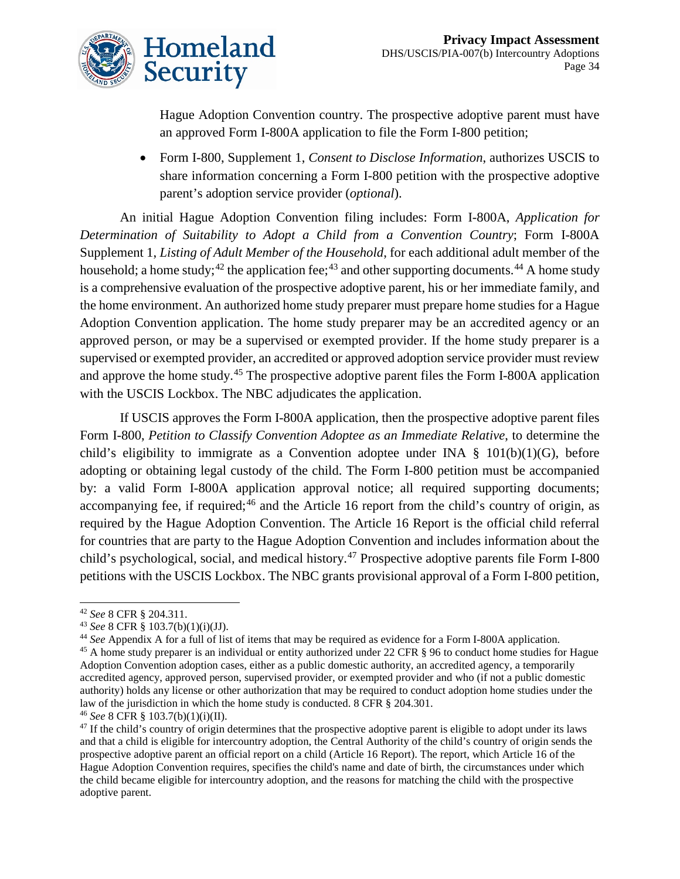Hague Adoption Convention country. The prospective adoptive parent must have an approved Form I-800A application to file the Form I-800 petition;

- Form I-800, Supplement 1, *Consent to Disclose Information*, authorizes USCIS to share information concerning a Form I-800 petition with the prospective adoptive parent's adoption service provider (*optional*).

An initial Hague Adoption Convention filing includes: Form I-800A, *Application for Determination of Suitability to Adopt a Child from a Convention Country*; Form I-800A Supplement 1, *Listing of Adult Member of the Household*, for each additional adult member of the household; a home study;[42] the application fee;[43] and other supporting documents.[44] A home study is a comprehensive evaluation of the prospective adoptive parent, his or her immediate family, and the home environment. An authorized home study preparer must prepare home studies for a Hague Adoption Convention application. The home study preparer may be an accredited agency or an approved person, or may be a supervised or exempted provider. If the home study preparer is a supervised or exempted provider, an accredited or approved adoption service provider must review and approve the home study.[45] The prospective adoptive parent files the Form I-800A application with the USCIS Lockbox. The NBC adjudicates the application.

If USCIS approves the Form I-800A application, then the prospective adoptive parent files Form I-800, *Petition to Classify Convention Adoptee as an Immediate Relative*, to determine the child's eligibility to immigrate as a Convention adoptee under INA § 101(b)(1)(G), before adopting or obtaining legal custody of the child. The Form I-800 petition must be accompanied by: a valid Form I-800A application approval notice; all required supporting documents; accompanying fee, if required;[46] and the Article 16 report from the child's country of origin, as required by the Hague Adoption Convention. The Article 16 Report is the official child referral for countries that are party to the Hague Adoption Convention and includes information about the child's psychological, social, and medical history.[47] Prospective adoptive parents file Form I-800 petitions with the USCIS Lockbox. The NBC grants provisional approval of a Form I-800 petition,

---

[42] *See* 8 CFR § 204.311.

[43] *See* 8 CFR § 103.7(b)(1)(i)(JJ).

[44] *See* Appendix A for a full of list of items that may be required as evidence for a Form I-800A application.

[45] A home study preparer is an individual or entity authorized under 22 CFR § 96 to conduct home studies for Hague Adoption Convention adoption cases, either as a public domestic authority, an accredited agency, a temporarily accredited agency, approved person, supervised provider, or exempted provider and who (if not a public domestic authority) holds any license or other authorization that may be required to conduct adoption home studies under the law of the jurisdiction in which the home study is conducted. 8 CFR § 204.301.

[46] *See* 8 CFR § 103.7(b)(1)(i)(II).

[47] If the child's country of origin determines that the prospective adoptive parent is eligible to adopt under its laws and that a child is eligible for intercountry adoption, the Central Authority of the child's country of origin sends the prospective adoptive parent an official report on a child (Article 16 Report). The report, which Article 16 of the Hague Adoption Convention requires, specifies the child's name and date of birth, the circumstances under which the child became eligible for intercountry adoption, and the reasons for matching the child with the prospective adoptive parent.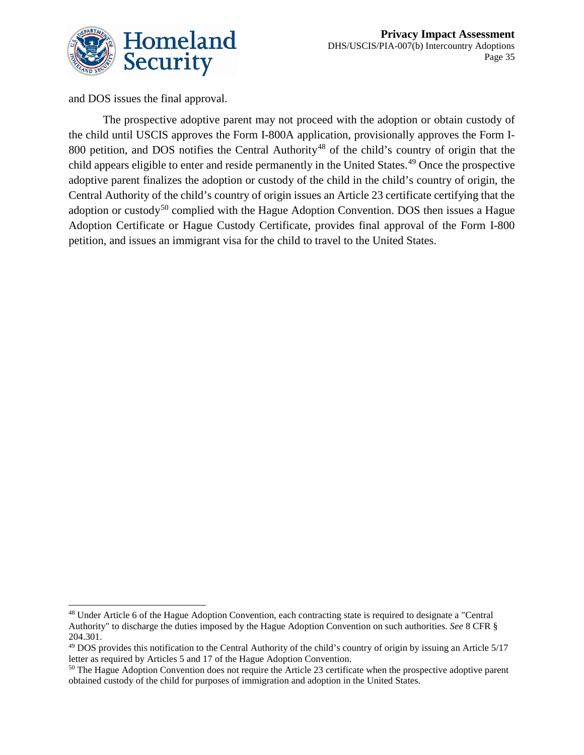and DOS issues the final approval.

The prospective adoptive parent may not proceed with the adoption or obtain custody of the child until USCIS approves the Form I-800A application, provisionally approves the Form I-800 petition, and DOS notifies the Central Authority[48] of the child's country of origin that the child appears eligible to enter and reside permanently in the United States.[49] Once the prospective adoptive parent finalizes the adoption or custody of the child in the child's country of origin, the Central Authority of the child's country of origin issues an Article 23 certificate certifying that the adoption or custody[50] complied with the Hague Adoption Convention. DOS then issues a Hague Adoption Certificate or Hague Custody Certificate, provides final approval of the Form I-800 petition, and issues an immigrant visa for the child to travel to the United States.

---

[48] Under Article 6 of the Hague Adoption Convention, each contracting state is required to designate a "Central Authority" to discharge the duties imposed by the Hague Adoption Convention on such authorities. *See* 8 CFR § 204.301.

[49] DOS provides this notification to the Central Authority of the child's country of origin by issuing an Article 5/17 letter as required by Articles 5 and 17 of the Hague Adoption Convention.

[50] The Hague Adoption Convention does not require the Article 23 certificate when the prospective adoptive parent obtained custody of the child for purposes of immigration and adoption in the United States.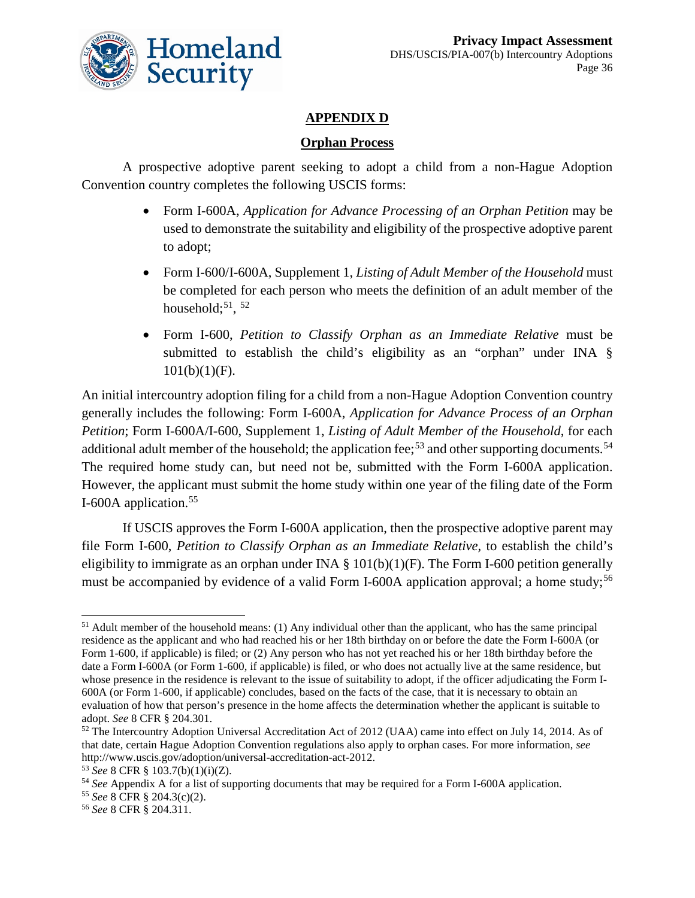## APPENDIX D

### Orphan Process

A prospective adoptive parent seeking to adopt a child from a non-Hague Adoption Convention country completes the following USCIS forms:

- Form I-600A, *Application for Advance Processing of an Orphan Petition* may be used to demonstrate the suitability and eligibility of the prospective adoptive parent to adopt;
- Form I-600/I-600A, Supplement 1, *Listing of Adult Member of the Household* must be completed for each person who meets the definition of an adult member of the household;[51], [52]
- Form I-600, *Petition to Classify Orphan as an Immediate Relative* must be submitted to establish the child's eligibility as an "orphan" under INA § 101(b)(1)(F).

An initial intercountry adoption filing for a child from a non-Hague Adoption Convention country generally includes the following: Form I-600A, *Application for Advance Process of an Orphan Petition*; Form I-600A/I-600, Supplement 1, *Listing of Adult Member of the Household*, for each additional adult member of the household; the application fee;[53] and other supporting documents.[54] The required home study can, but need not be, submitted with the Form I-600A application. However, the applicant must submit the home study within one year of the filing date of the Form I-600A application.[55]

If USCIS approves the Form I-600A application, then the prospective adoptive parent may file Form I-600, *Petition to Classify Orphan as an Immediate Relative,* to establish the child's eligibility to immigrate as an orphan under INA § 101(b)(1)(F). The Form I-600 petition generally must be accompanied by evidence of a valid Form I-600A application approval; a home study;[56]

---

[51] Adult member of the household means: (1) Any individual other than the applicant, who has the same principal residence as the applicant and who had reached his or her 18th birthday on or before the date the Form I-600A (or Form 1-600, if applicable) is filed; or (2) Any person who has not yet reached his or her 18th birthday before the date a Form I-600A (or Form 1-600, if applicable) is filed, or who does not actually live at the same residence, but whose presence in the residence is relevant to the issue of suitability to adopt, if the officer adjudicating the Form I-600A (or Form 1-600, if applicable) concludes, based on the facts of the case, that it is necessary to obtain an evaluation of how that person's presence in the home affects the determination whether the applicant is suitable to adopt. *See* 8 CFR § 204.301.

[52] The Intercountry Adoption Universal Accreditation Act of 2012 (UAA) came into effect on July 14, 2014. As of that date, certain Hague Adoption Convention regulations also apply to orphan cases. For more information, *see* http://www.uscis.gov/adoption/universal-accreditation-act-2012.

[53] *See* 8 CFR § 103.7(b)(1)(i)(Z).

[54] *See* Appendix A for a list of supporting documents that may be required for a Form I-600A application.

[55] *See* 8 CFR § 204.3(c)(2).

[56] *See* 8 CFR § 204.311.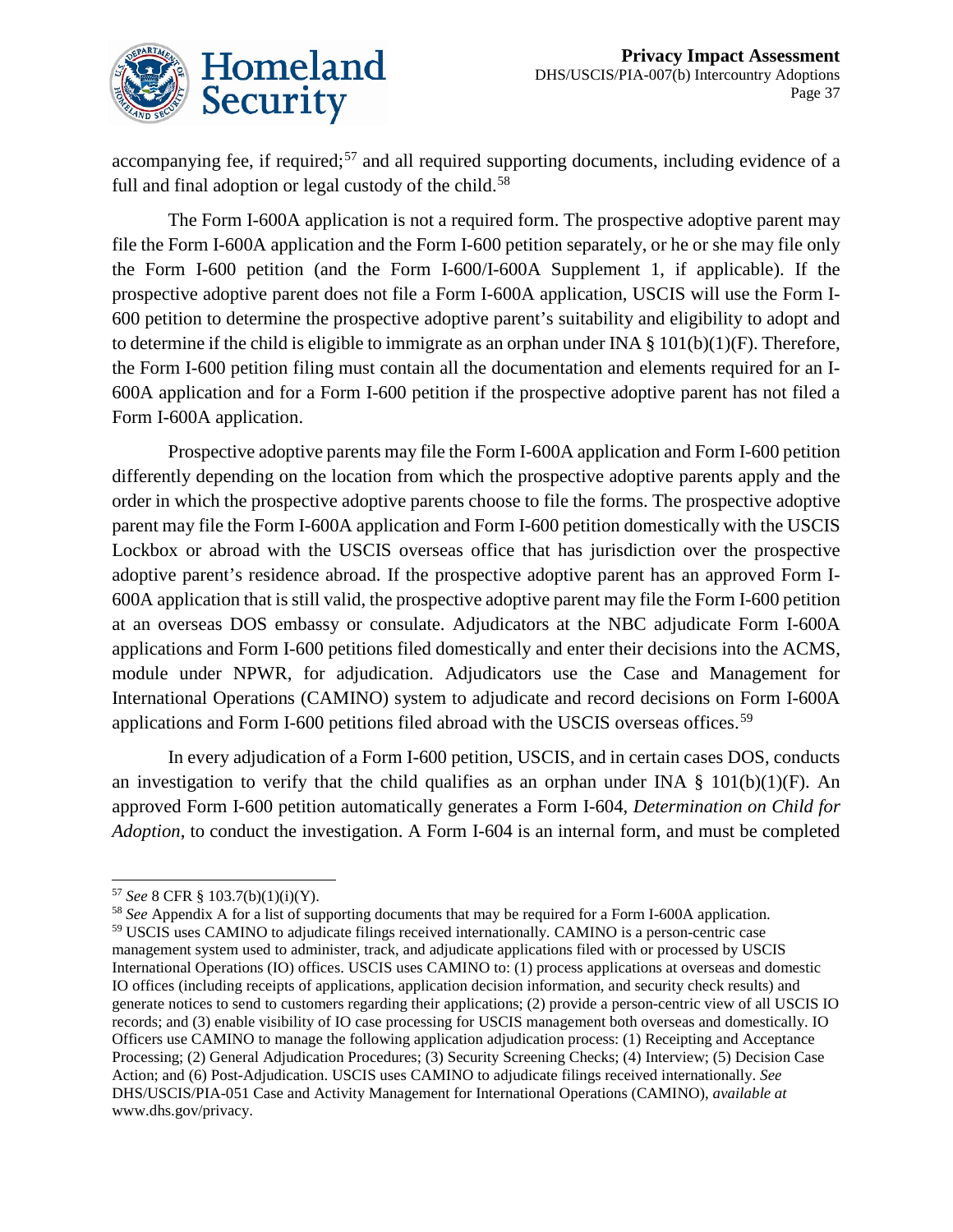accompanying fee, if required;[57] and all required supporting documents, including evidence of a full and final adoption or legal custody of the child.[58]

The Form I-600A application is not a required form. The prospective adoptive parent may file the Form I-600A application and the Form I-600 petition separately, or he or she may file only the Form I-600 petition (and the Form I-600/I-600A Supplement 1, if applicable). If the prospective adoptive parent does not file a Form I-600A application, USCIS will use the Form I-600 petition to determine the prospective adoptive parent's suitability and eligibility to adopt and to determine if the child is eligible to immigrate as an orphan under INA § 101(b)(1)(F). Therefore, the Form I-600 petition filing must contain all the documentation and elements required for an I-600A application and for a Form I-600 petition if the prospective adoptive parent has not filed a Form I-600A application.

Prospective adoptive parents may file the Form I-600A application and Form I-600 petition differently depending on the location from which the prospective adoptive parents apply and the order in which the prospective adoptive parents choose to file the forms. The prospective adoptive parent may file the Form I-600A application and Form I-600 petition domestically with the USCIS Lockbox or abroad with the USCIS overseas office that has jurisdiction over the prospective adoptive parent's residence abroad. If the prospective adoptive parent has an approved Form I-600A application that is still valid, the prospective adoptive parent may file the Form I-600 petition at an overseas DOS embassy or consulate. Adjudicators at the NBC adjudicate Form I-600A applications and Form I-600 petitions filed domestically and enter their decisions into the ACMS, module under NPWR, for adjudication. Adjudicators use the Case and Management for International Operations (CAMINO) system to adjudicate and record decisions on Form I-600A applications and Form I-600 petitions filed abroad with the USCIS overseas offices.[59]

In every adjudication of a Form I-600 petition, USCIS, and in certain cases DOS, conducts an investigation to verify that the child qualifies as an orphan under INA § 101(b)(1)(F). An approved Form I-600 petition automatically generates a Form I-604, *Determination on Child for Adoption*, to conduct the investigation. A Form I-604 is an internal form, and must be completed

---

[57] *See* 8 CFR § 103.7(b)(1)(i)(Y).

[58] *See* Appendix A for a list of supporting documents that may be required for a Form I-600A application.

[59] USCIS uses CAMINO to adjudicate filings received internationally. CAMINO is a person-centric case management system used to administer, track, and adjudicate applications filed with or processed by USCIS International Operations (IO) offices. USCIS uses CAMINO to: (1) process applications at overseas and domestic IO offices (including receipts of applications, application decision information, and security check results) and generate notices to send to customers regarding their applications; (2) provide a person-centric view of all USCIS IO records; and (3) enable visibility of IO case processing for USCIS management both overseas and domestically. IO Officers use CAMINO to manage the following application adjudication process: (1) Receipting and Acceptance Processing; (2) General Adjudication Procedures; (3) Security Screening Checks; (4) Interview; (5) Decision Case Action; and (6) Post-Adjudication. USCIS uses CAMINO to adjudicate filings received internationally. *See* DHS/USCIS/PIA-051 Case and Activity Management for International Operations (CAMINO), *available at* www.dhs.gov/privacy.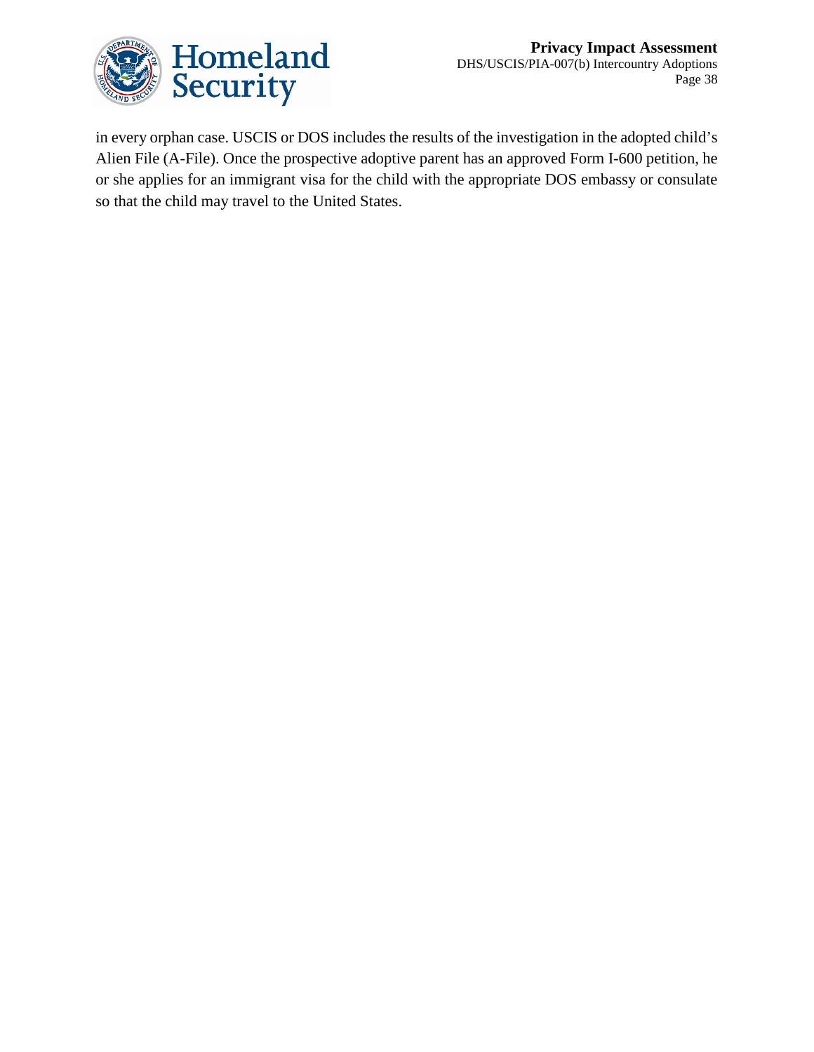in every orphan case. USCIS or DOS includes the results of the investigation in the adopted child's Alien File (A-File). Once the prospective adoptive parent has an approved Form I-600 petition, he or she applies for an immigrant visa for the child with the appropriate DOS embassy or consulate so that the child may travel to the United States.